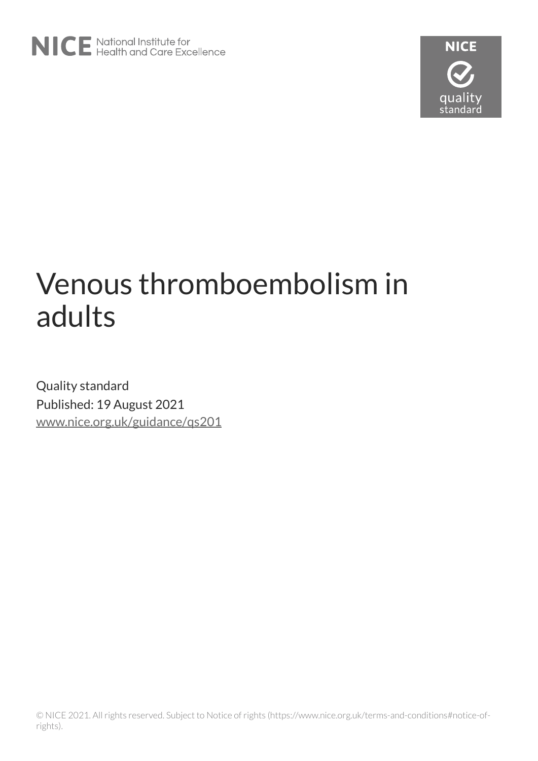NICE National Institute for Health and Care Excellence

NICE quality standard

# Venous thromboembolism in adults

Quality standard
Published: 19 August 2021
www.nice.org.uk/guidance/qs201

© NICE 2021. All rights reserved. Subject to Notice of rights (https://www.nice.org.uk/terms-and-conditions#notice-of-rights).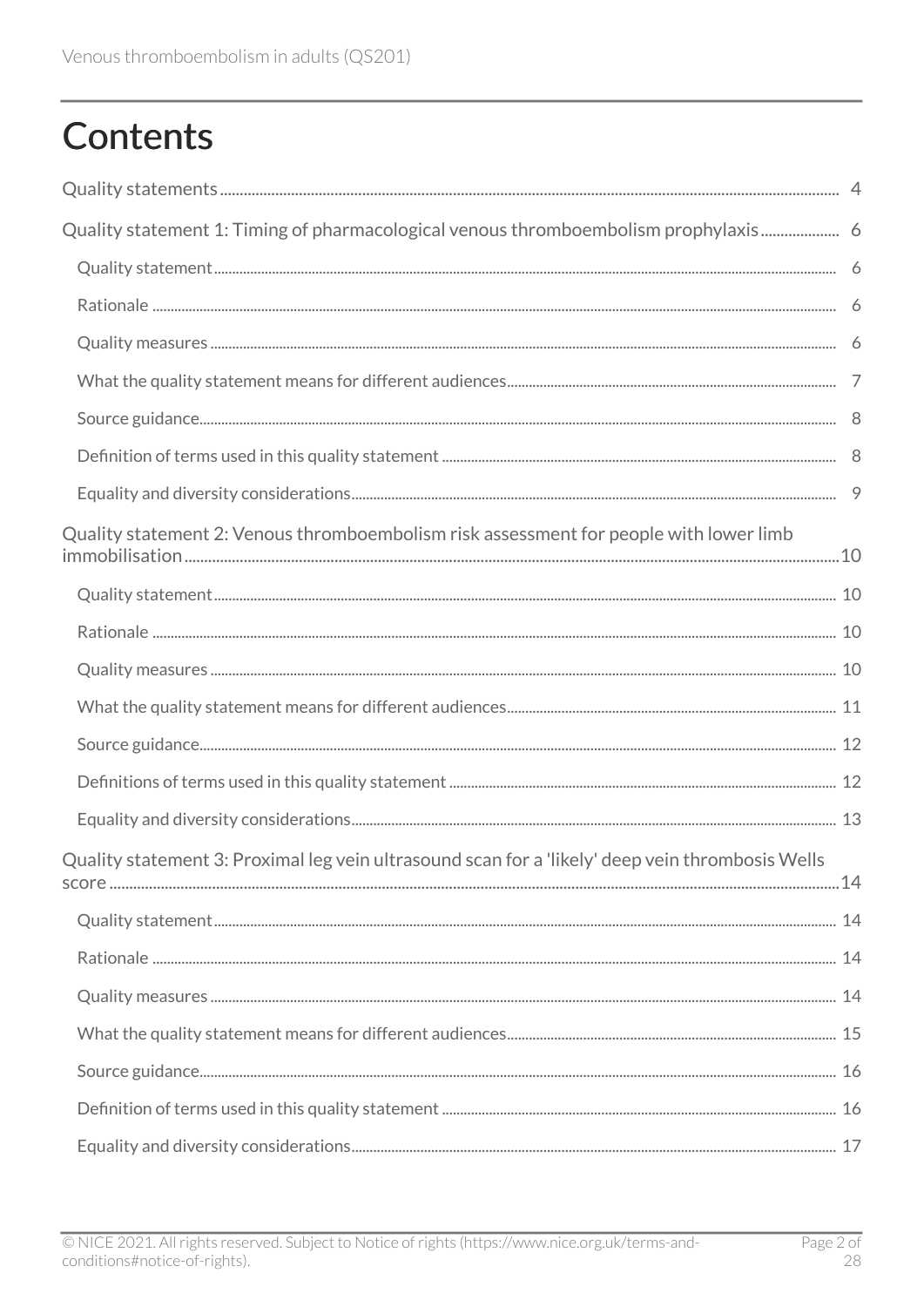# Contents

Quality statements ... 4

Quality statement 1: Timing of pharmacological venous thromboembolism prophylaxis ... 6

- Quality statement ... 6
- Rationale ... 6
- Quality measures ... 6
- What the quality statement means for different audiences ... 7
- Source guidance ... 8
- Definition of terms used in this quality statement ... 8
- Equality and diversity considerations ... 9

Quality statement 2: Venous thromboembolism risk assessment for people with lower limb immobilisation ... 10

- Quality statement ... 10
- Rationale ... 10
- Quality measures ... 10
- What the quality statement means for different audiences ... 11
- Source guidance ... 12
- Definitions of terms used in this quality statement ... 12
- Equality and diversity considerations ... 13

Quality statement 3: Proximal leg vein ultrasound scan for a 'likely' deep vein thrombosis Wells score ... 14

- Quality statement ... 14
- Rationale ... 14
- Quality measures ... 14
- What the quality statement means for different audiences ... 15
- Source guidance ... 16
- Definition of terms used in this quality statement ... 16
- Equality and diversity considerations ... 17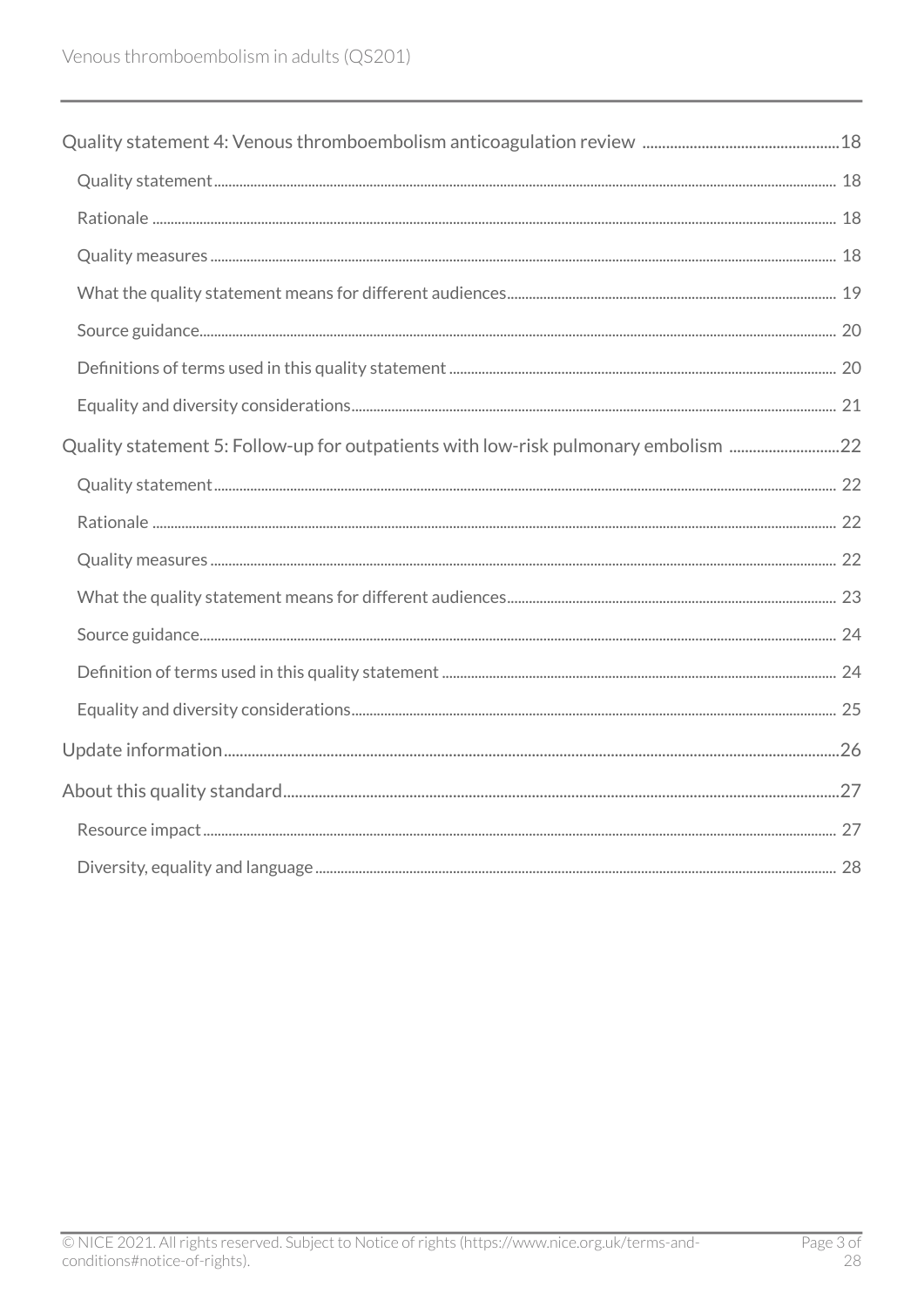Quality statement 4: Venous thromboembolism anticoagulation review .....18

- Quality statement ..... 18
- Rationale ..... 18
- Quality measures ..... 18
- What the quality statement means for different audiences ..... 19
- Source guidance ..... 20
- Definitions of terms used in this quality statement ..... 20
- Equality and diversity considerations ..... 21

Quality statement 5: Follow-up for outpatients with low-risk pulmonary embolism .....22

- Quality statement ..... 22
- Rationale ..... 22
- Quality measures ..... 22
- What the quality statement means for different audiences ..... 23
- Source guidance ..... 24
- Definition of terms used in this quality statement ..... 24
- Equality and diversity considerations ..... 25

Update information .....26

About this quality standard .....27

- Resource impact ..... 27
- Diversity, equality and language ..... 28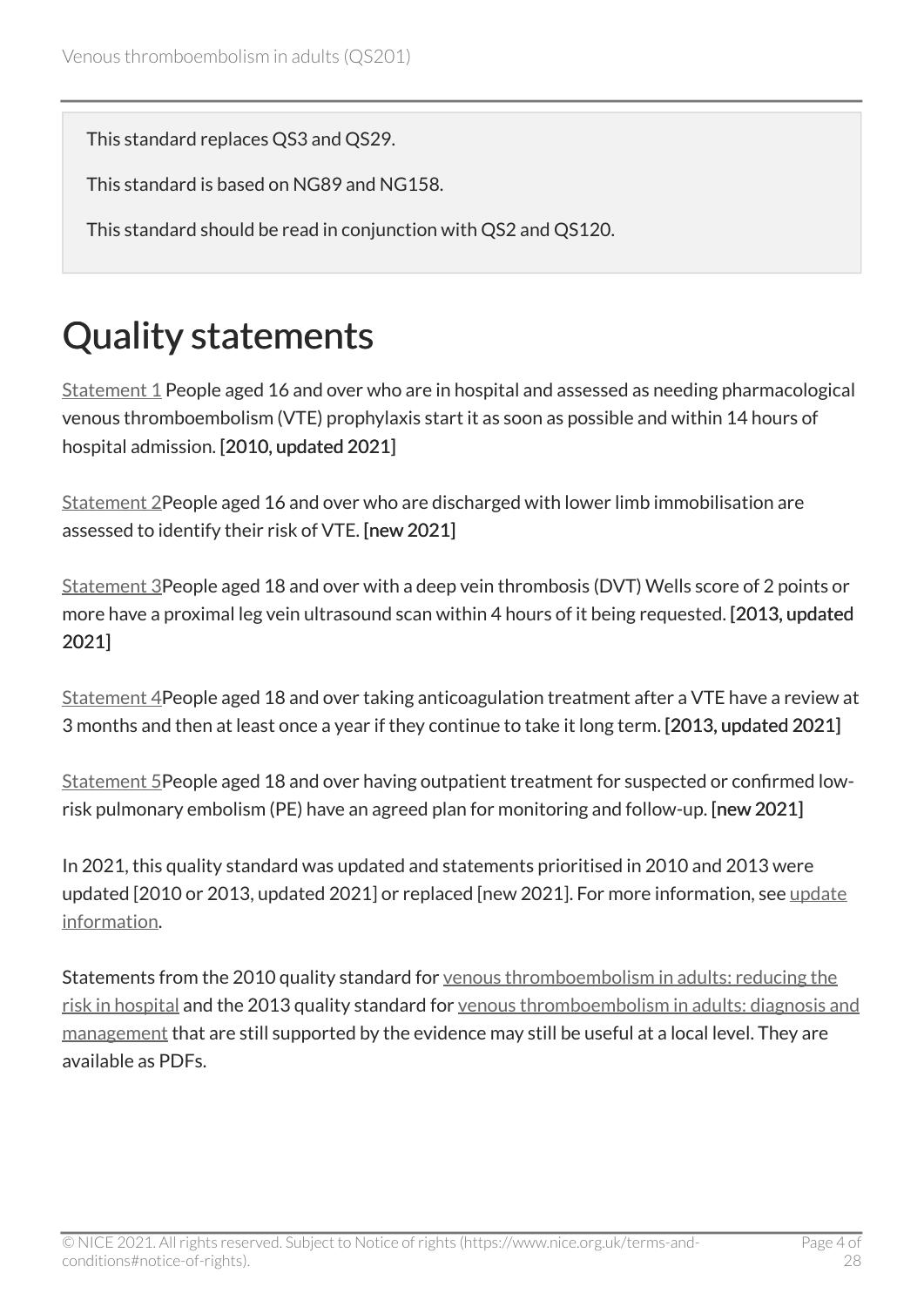This standard replaces QS3 and QS29.

This standard is based on NG89 and NG158.

This standard should be read in conjunction with QS2 and QS120.

# Quality statements

Statement 1 People aged 16 and over who are in hospital and assessed as needing pharmacological venous thromboembolism (VTE) prophylaxis start it as soon as possible and within 14 hours of hospital admission. **[2010, updated 2021]**

Statement 2People aged 16 and over who are discharged with lower limb immobilisation are assessed to identify their risk of VTE. **[new 2021]**

Statement 3People aged 18 and over with a deep vein thrombosis (DVT) Wells score of 2 points or more have a proximal leg vein ultrasound scan within 4 hours of it being requested. **[2013, updated 2021]**

Statement 4People aged 18 and over taking anticoagulation treatment after a VTE have a review at 3 months and then at least once a year if they continue to take it long term. **[2013, updated 2021]**

Statement 5People aged 18 and over having outpatient treatment for suspected or confirmed low-risk pulmonary embolism (PE) have an agreed plan for monitoring and follow-up. **[new 2021]**

In 2021, this quality standard was updated and statements prioritised in 2010 and 2013 were updated [2010 or 2013, updated 2021] or replaced [new 2021]. For more information, see update information.

Statements from the 2010 quality standard for venous thromboembolism in adults: reducing the risk in hospital and the 2013 quality standard for venous thromboembolism in adults: diagnosis and management that are still supported by the evidence may still be useful at a local level. They are available as PDFs.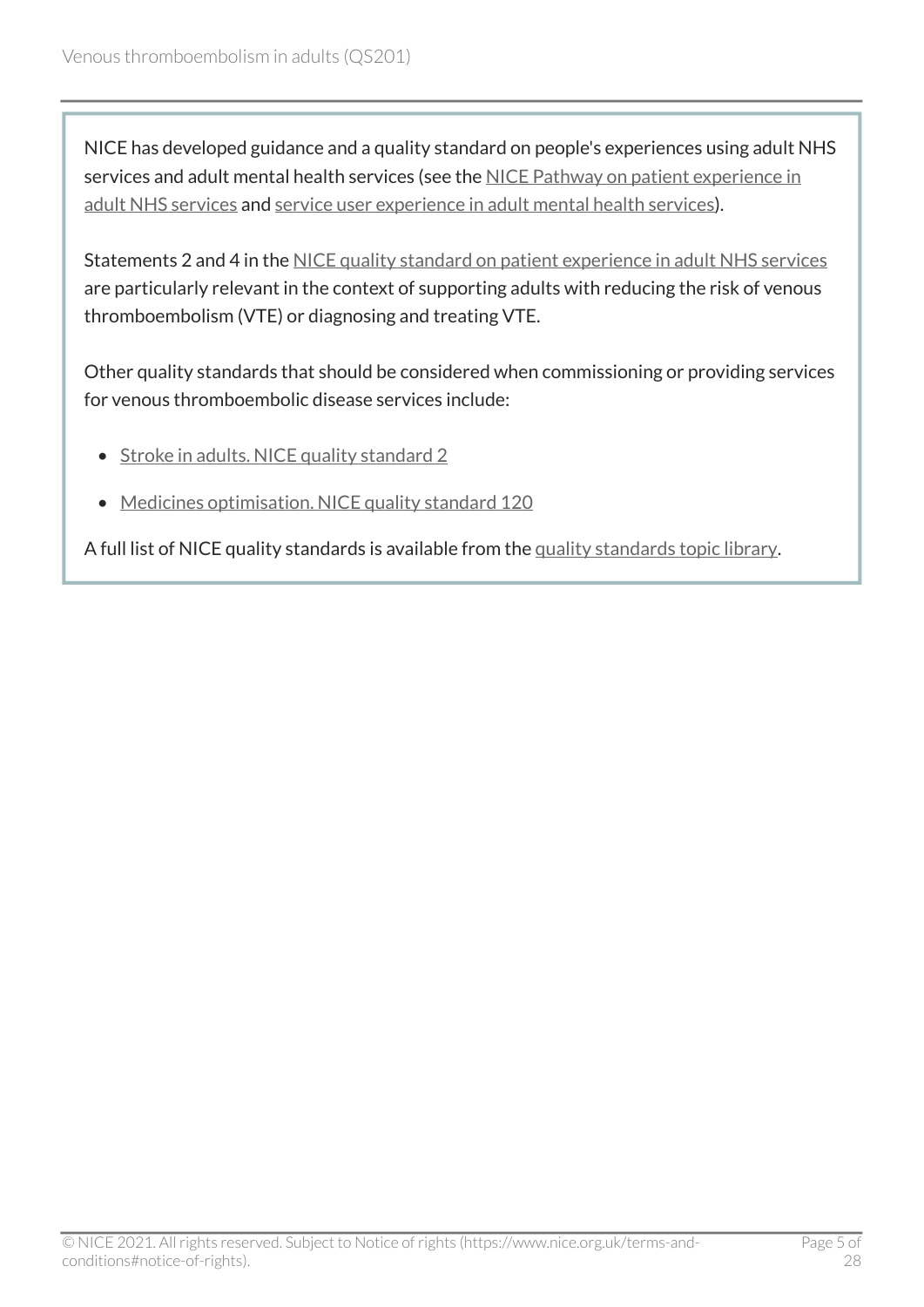NICE has developed guidance and a quality standard on people's experiences using adult NHS services and adult mental health services (see the NICE Pathway on patient experience in adult NHS services and service user experience in adult mental health services).

Statements 2 and 4 in the NICE quality standard on patient experience in adult NHS services are particularly relevant in the context of supporting adults with reducing the risk of venous thromboembolism (VTE) or diagnosing and treating VTE.

Other quality standards that should be considered when commissioning or providing services for venous thromboembolic disease services include:

- Stroke in adults. NICE quality standard 2
- Medicines optimisation. NICE quality standard 120

A full list of NICE quality standards is available from the quality standards topic library.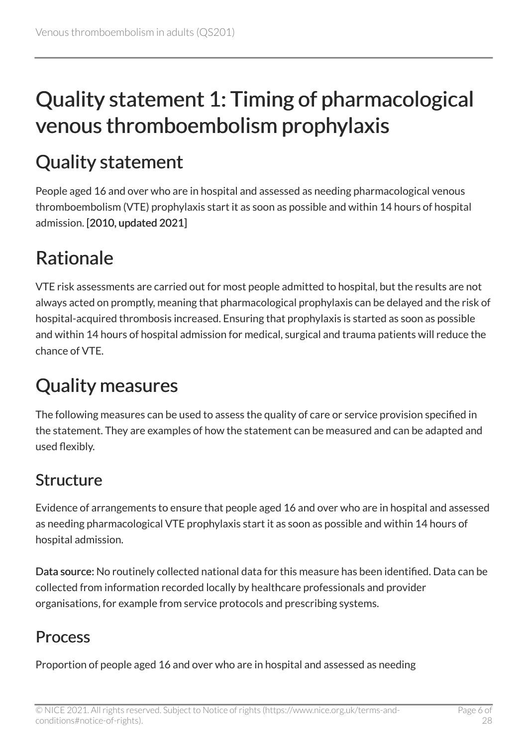# Quality statement 1: Timing of pharmacological venous thromboembolism prophylaxis

## Quality statement

People aged 16 and over who are in hospital and assessed as needing pharmacological venous thromboembolism (VTE) prophylaxis start it as soon as possible and within 14 hours of hospital admission. [2010, updated 2021]

## Rationale

VTE risk assessments are carried out for most people admitted to hospital, but the results are not always acted on promptly, meaning that pharmacological prophylaxis can be delayed and the risk of hospital-acquired thrombosis increased. Ensuring that prophylaxis is started as soon as possible and within 14 hours of hospital admission for medical, surgical and trauma patients will reduce the chance of VTE.

## Quality measures

The following measures can be used to assess the quality of care or service provision specified in the statement. They are examples of how the statement can be measured and can be adapted and used flexibly.

### Structure

Evidence of arrangements to ensure that people aged 16 and over who are in hospital and assessed as needing pharmacological VTE prophylaxis start it as soon as possible and within 14 hours of hospital admission.

**Data source:** No routinely collected national data for this measure has been identified. Data can be collected from information recorded locally by healthcare professionals and provider organisations, for example from service protocols and prescribing systems.

### Process

Proportion of people aged 16 and over who are in hospital and assessed as needing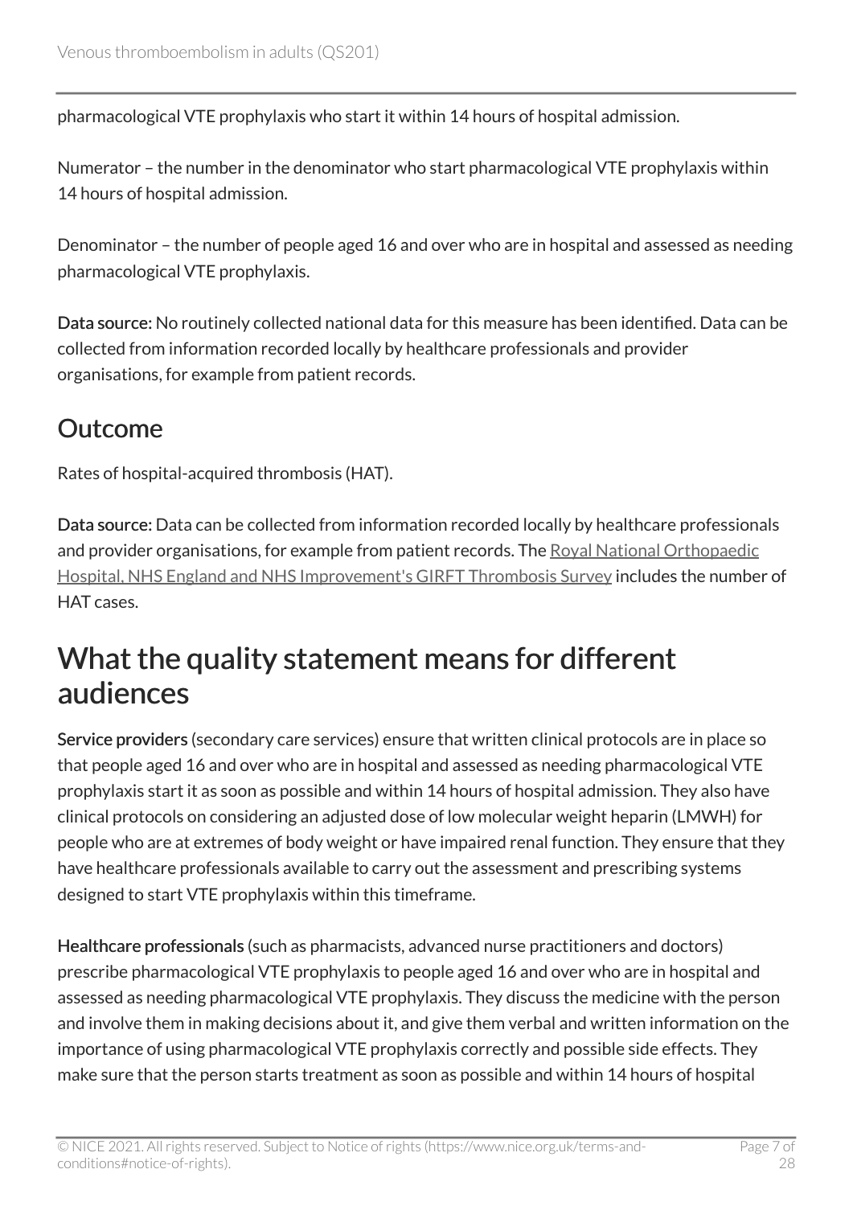pharmacological VTE prophylaxis who start it within 14 hours of hospital admission.

Numerator – the number in the denominator who start pharmacological VTE prophylaxis within 14 hours of hospital admission.

Denominator – the number of people aged 16 and over who are in hospital and assessed as needing pharmacological VTE prophylaxis.

**Data source:** No routinely collected national data for this measure has been identified. Data can be collected from information recorded locally by healthcare professionals and provider organisations, for example from patient records.

## Outcome

Rates of hospital-acquired thrombosis (HAT).

**Data source:** Data can be collected from information recorded locally by healthcare professionals and provider organisations, for example from patient records. The Royal National Orthopaedic Hospital, NHS England and NHS Improvement's GIRFT Thrombosis Survey includes the number of HAT cases.

# What the quality statement means for different audiences

**Service providers** (secondary care services) ensure that written clinical protocols are in place so that people aged 16 and over who are in hospital and assessed as needing pharmacological VTE prophylaxis start it as soon as possible and within 14 hours of hospital admission. They also have clinical protocols on considering an adjusted dose of low molecular weight heparin (LMWH) for people who are at extremes of body weight or have impaired renal function. They ensure that they have healthcare professionals available to carry out the assessment and prescribing systems designed to start VTE prophylaxis within this timeframe.

**Healthcare professionals** (such as pharmacists, advanced nurse practitioners and doctors) prescribe pharmacological VTE prophylaxis to people aged 16 and over who are in hospital and assessed as needing pharmacological VTE prophylaxis. They discuss the medicine with the person and involve them in making decisions about it, and give them verbal and written information on the importance of using pharmacological VTE prophylaxis correctly and possible side effects. They make sure that the person starts treatment as soon as possible and within 14 hours of hospital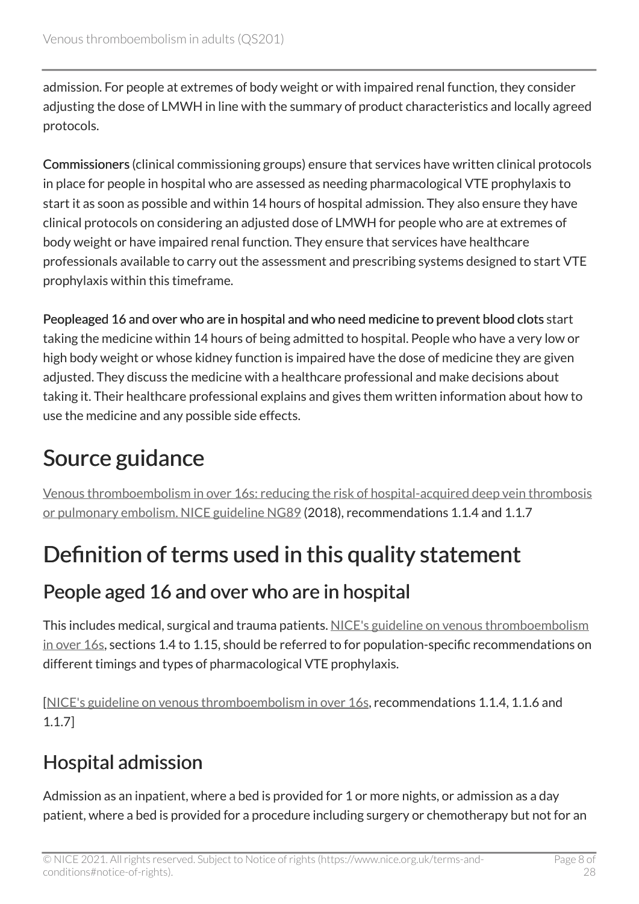admission. For people at extremes of body weight or with impaired renal function, they consider adjusting the dose of LMWH in line with the summary of product characteristics and locally agreed protocols.

**Commissioners** (clinical commissioning groups) ensure that services have written clinical protocols in place for people in hospital who are assessed as needing pharmacological VTE prophylaxis to start it as soon as possible and within 14 hours of hospital admission. They also ensure they have clinical protocols on considering an adjusted dose of LMWH for people who are at extremes of body weight or have impaired renal function. They ensure that services have healthcare professionals available to carry out the assessment and prescribing systems designed to start VTE prophylaxis within this timeframe.

**Peopleaged 16 and over who are in hospital and who need medicine to prevent blood clots** start taking the medicine within 14 hours of being admitted to hospital. People who have a very low or high body weight or whose kidney function is impaired have the dose of medicine they are given adjusted. They discuss the medicine with a healthcare professional and make decisions about taking it. Their healthcare professional explains and gives them written information about how to use the medicine and any possible side effects.

# Source guidance

Venous thromboembolism in over 16s: reducing the risk of hospital-acquired deep vein thrombosis or pulmonary embolism. NICE guideline NG89 (2018), recommendations 1.1.4 and 1.1.7

# Definition of terms used in this quality statement

## People aged 16 and over who are in hospital

This includes medical, surgical and trauma patients. NICE's guideline on venous thromboembolism in over 16s, sections 1.4 to 1.15, should be referred to for population-specific recommendations on different timings and types of pharmacological VTE prophylaxis.

[NICE's guideline on venous thromboembolism in over 16s, recommendations 1.1.4, 1.1.6 and 1.1.7]

## Hospital admission

Admission as an inpatient, where a bed is provided for 1 or more nights, or admission as a day patient, where a bed is provided for a procedure including surgery or chemotherapy but not for an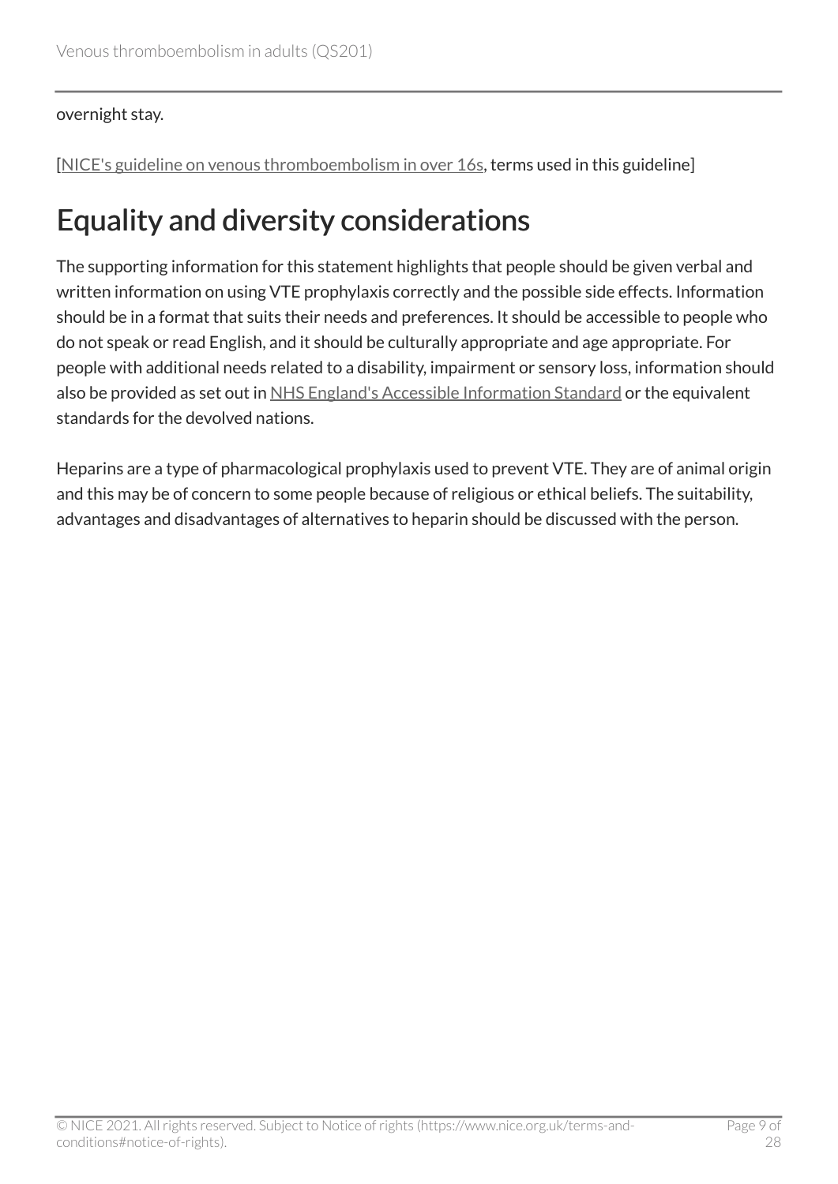overnight stay.

[NICE's guideline on venous thromboembolism in over 16s, terms used in this guideline]

## Equality and diversity considerations

The supporting information for this statement highlights that people should be given verbal and written information on using VTE prophylaxis correctly and the possible side effects. Information should be in a format that suits their needs and preferences. It should be accessible to people who do not speak or read English, and it should be culturally appropriate and age appropriate. For people with additional needs related to a disability, impairment or sensory loss, information should also be provided as set out in NHS England's Accessible Information Standard or the equivalent standards for the devolved nations.

Heparins are a type of pharmacological prophylaxis used to prevent VTE. They are of animal origin and this may be of concern to some people because of religious or ethical beliefs. The suitability, advantages and disadvantages of alternatives to heparin should be discussed with the person.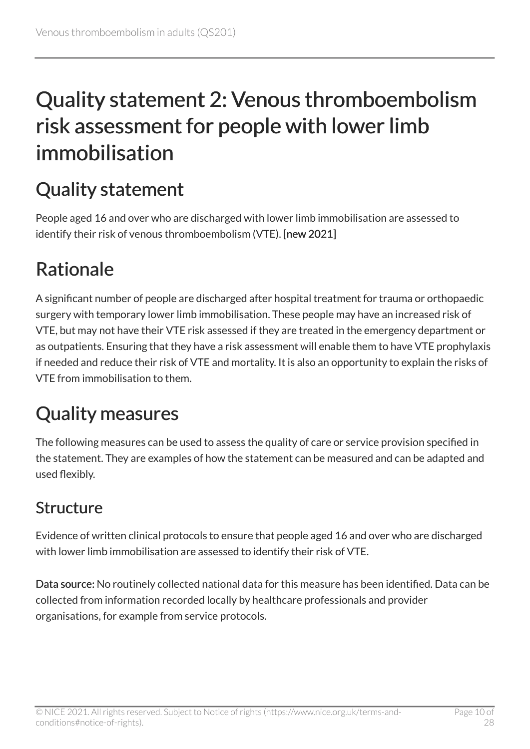# Quality statement 2: Venous thromboembolism risk assessment for people with lower limb immobilisation

## Quality statement

People aged 16 and over who are discharged with lower limb immobilisation are assessed to identify their risk of venous thromboembolism (VTE). **[new 2021]**

## Rationale

A significant number of people are discharged after hospital treatment for trauma or orthopaedic surgery with temporary lower limb immobilisation. These people may have an increased risk of VTE, but may not have their VTE risk assessed if they are treated in the emergency department or as outpatients. Ensuring that they have a risk assessment will enable them to have VTE prophylaxis if needed and reduce their risk of VTE and mortality. It is also an opportunity to explain the risks of VTE from immobilisation to them.

## Quality measures

The following measures can be used to assess the quality of care or service provision specified in the statement. They are examples of how the statement can be measured and can be adapted and used flexibly.

### Structure

Evidence of written clinical protocols to ensure that people aged 16 and over who are discharged with lower limb immobilisation are assessed to identify their risk of VTE.

**Data source:** No routinely collected national data for this measure has been identified. Data can be collected from information recorded locally by healthcare professionals and provider organisations, for example from service protocols.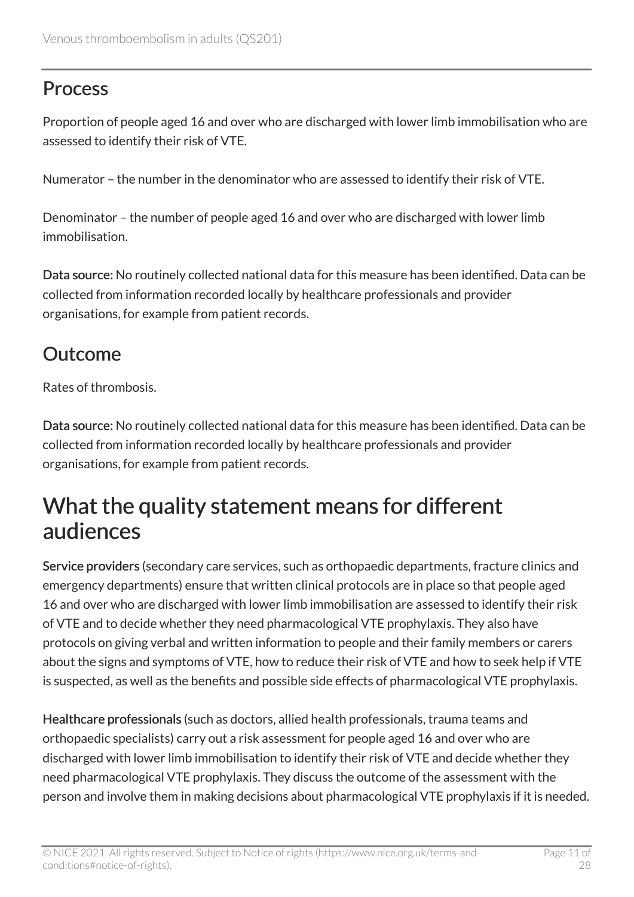### Process

Proportion of people aged 16 and over who are discharged with lower limb immobilisation who are assessed to identify their risk of VTE.

Numerator – the number in the denominator who are assessed to identify their risk of VTE.

Denominator – the number of people aged 16 and over who are discharged with lower limb immobilisation.

**Data source:** No routinely collected national data for this measure has been identified. Data can be collected from information recorded locally by healthcare professionals and provider organisations, for example from patient records.

### Outcome

Rates of thrombosis.

**Data source:** No routinely collected national data for this measure has been identified. Data can be collected from information recorded locally by healthcare professionals and provider organisations, for example from patient records.

## What the quality statement means for different audiences

**Service providers** (secondary care services, such as orthopaedic departments, fracture clinics and emergency departments) ensure that written clinical protocols are in place so that people aged 16 and over who are discharged with lower limb immobilisation are assessed to identify their risk of VTE and to decide whether they need pharmacological VTE prophylaxis. They also have protocols on giving verbal and written information to people and their family members or carers about the signs and symptoms of VTE, how to reduce their risk of VTE and how to seek help if VTE is suspected, as well as the benefits and possible side effects of pharmacological VTE prophylaxis.

**Healthcare professionals** (such as doctors, allied health professionals, trauma teams and orthopaedic specialists) carry out a risk assessment for people aged 16 and over who are discharged with lower limb immobilisation to identify their risk of VTE and decide whether they need pharmacological VTE prophylaxis. They discuss the outcome of the assessment with the person and involve them in making decisions about pharmacological VTE prophylaxis if it is needed.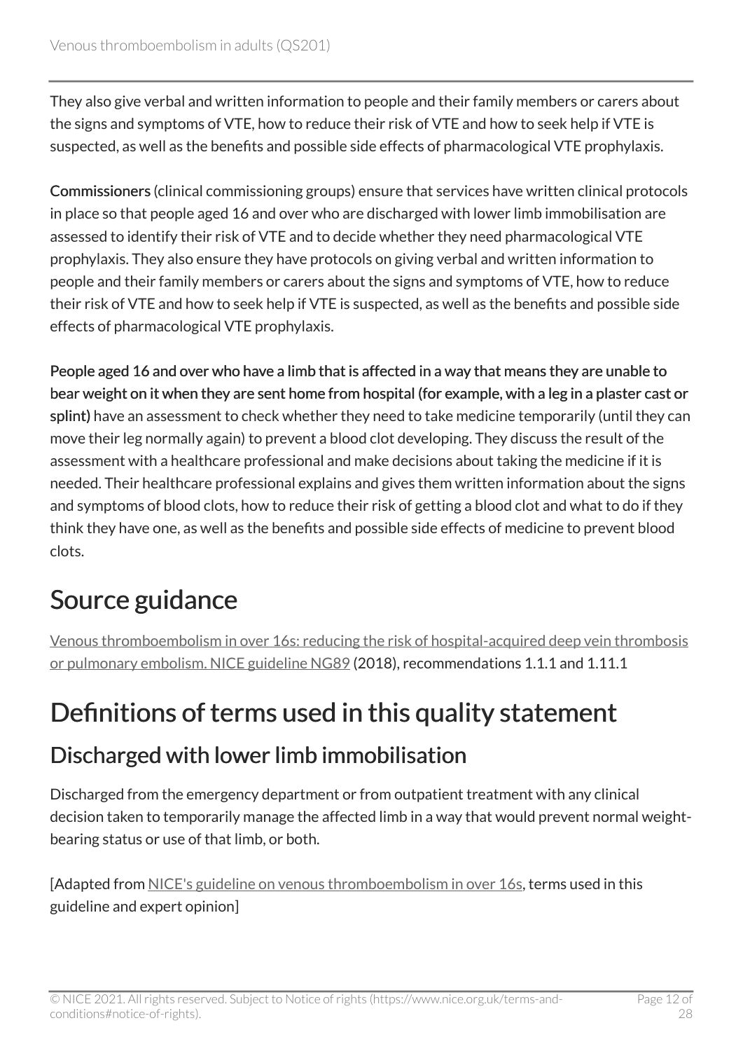They also give verbal and written information to people and their family members or carers about the signs and symptoms of VTE, how to reduce their risk of VTE and how to seek help if VTE is suspected, as well as the benefits and possible side effects of pharmacological VTE prophylaxis.

**Commissioners** (clinical commissioning groups) ensure that services have written clinical protocols in place so that people aged 16 and over who are discharged with lower limb immobilisation are assessed to identify their risk of VTE and to decide whether they need pharmacological VTE prophylaxis. They also ensure they have protocols on giving verbal and written information to people and their family members or carers about the signs and symptoms of VTE, how to reduce their risk of VTE and how to seek help if VTE is suspected, as well as the benefits and possible side effects of pharmacological VTE prophylaxis.

**People aged 16 and over who have a limb that is affected in a way that means they are unable to bear weight on it when they are sent home from hospital (for example, with a leg in a plaster cast or splint)** have an assessment to check whether they need to take medicine temporarily (until they can move their leg normally again) to prevent a blood clot developing. They discuss the result of the assessment with a healthcare professional and make decisions about taking the medicine if it is needed. Their healthcare professional explains and gives them written information about the signs and symptoms of blood clots, how to reduce their risk of getting a blood clot and what to do if they think they have one, as well as the benefits and possible side effects of medicine to prevent blood clots.

# Source guidance

Venous thromboembolism in over 16s: reducing the risk of hospital-acquired deep vein thrombosis or pulmonary embolism. NICE guideline NG89 (2018), recommendations 1.1.1 and 1.11.1

# Definitions of terms used in this quality statement

## Discharged with lower limb immobilisation

Discharged from the emergency department or from outpatient treatment with any clinical decision taken to temporarily manage the affected limb in a way that would prevent normal weight-bearing status or use of that limb, or both.

[Adapted from NICE's guideline on venous thromboembolism in over 16s, terms used in this guideline and expert opinion]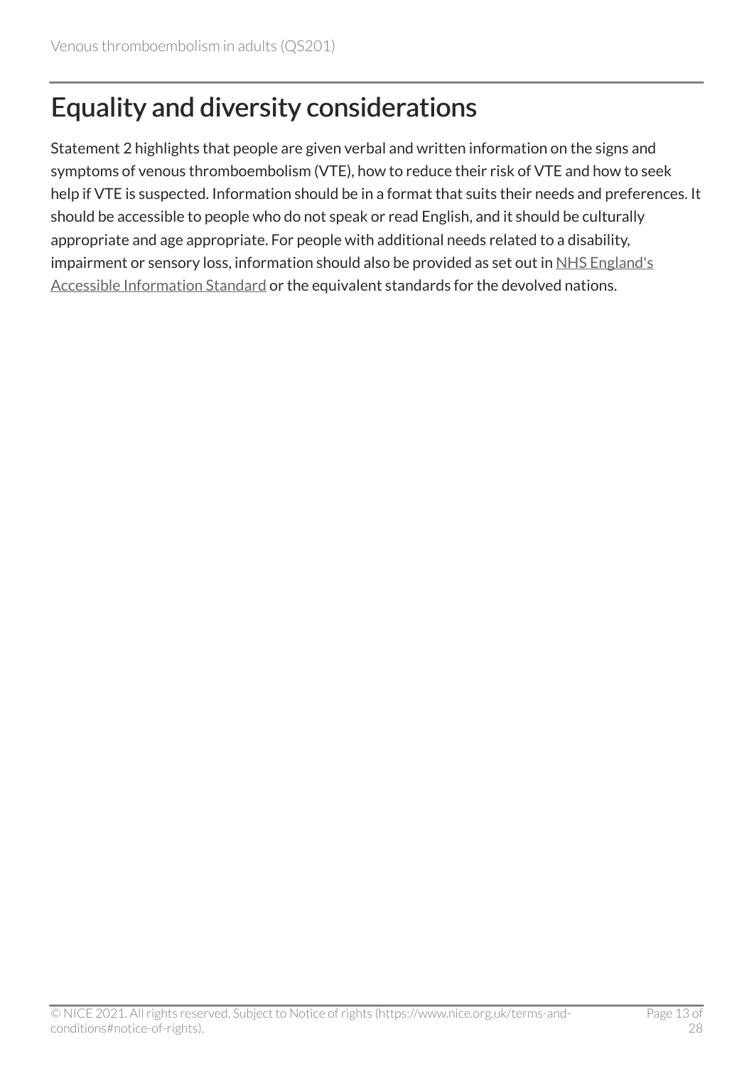## Equality and diversity considerations

Statement 2 highlights that people are given verbal and written information on the signs and symptoms of venous thromboembolism (VTE), how to reduce their risk of VTE and how to seek help if VTE is suspected. Information should be in a format that suits their needs and preferences. It should be accessible to people who do not speak or read English, and it should be culturally appropriate and age appropriate. For people with additional needs related to a disability, impairment or sensory loss, information should also be provided as set out in NHS England's Accessible Information Standard or the equivalent standards for the devolved nations.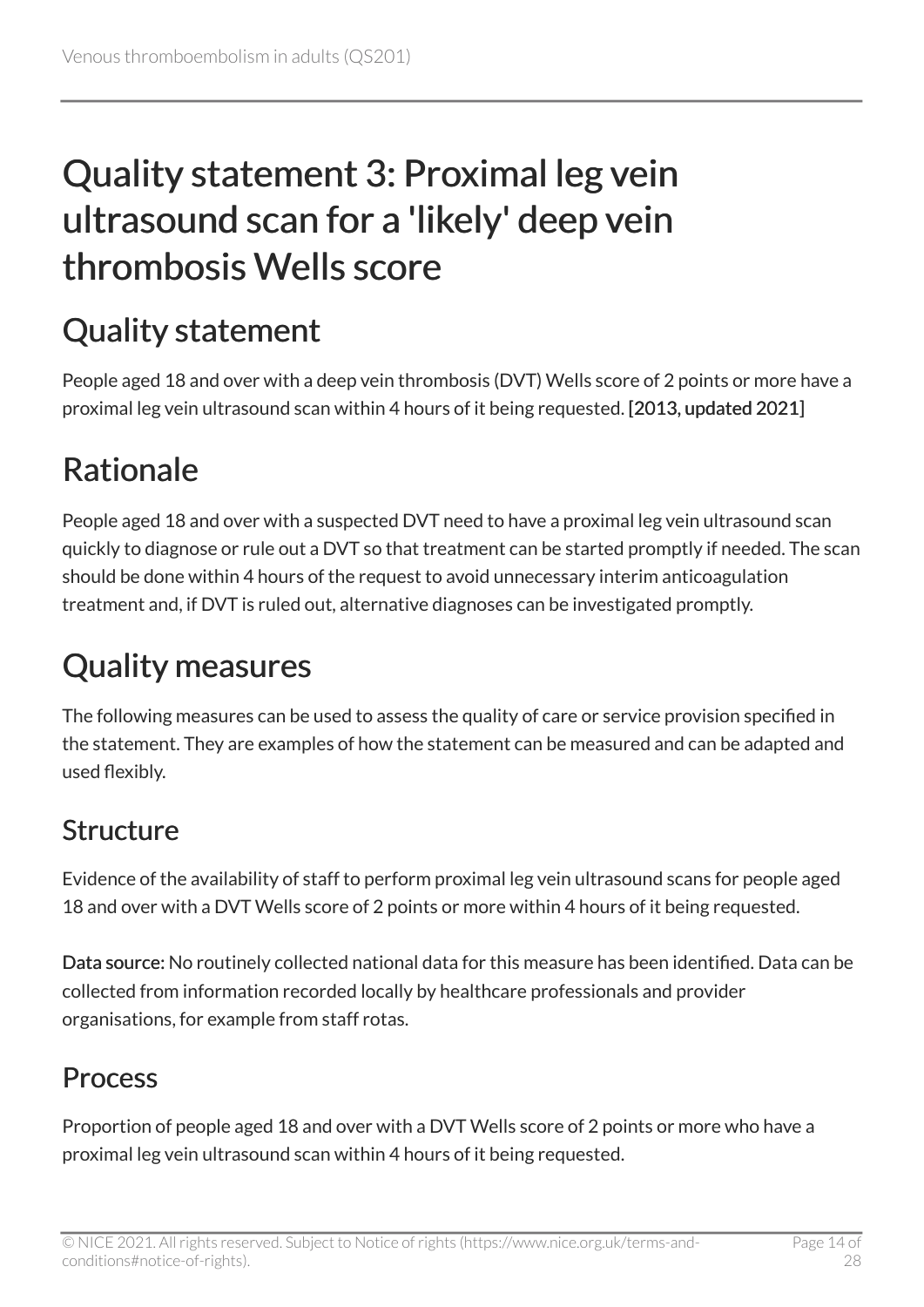# Quality statement 3: Proximal leg vein ultrasound scan for a 'likely' deep vein thrombosis Wells score

## Quality statement

People aged 18 and over with a deep vein thrombosis (DVT) Wells score of 2 points or more have a proximal leg vein ultrasound scan within 4 hours of it being requested. [2013, updated 2021]

## Rationale

People aged 18 and over with a suspected DVT need to have a proximal leg vein ultrasound scan quickly to diagnose or rule out a DVT so that treatment can be started promptly if needed. The scan should be done within 4 hours of the request to avoid unnecessary interim anticoagulation treatment and, if DVT is ruled out, alternative diagnoses can be investigated promptly.

## Quality measures

The following measures can be used to assess the quality of care or service provision specified in the statement. They are examples of how the statement can be measured and can be adapted and used flexibly.

### Structure

Evidence of the availability of staff to perform proximal leg vein ultrasound scans for people aged 18 and over with a DVT Wells score of 2 points or more within 4 hours of it being requested.

**Data source:** No routinely collected national data for this measure has been identified. Data can be collected from information recorded locally by healthcare professionals and provider organisations, for example from staff rotas.

### Process

Proportion of people aged 18 and over with a DVT Wells score of 2 points or more who have a proximal leg vein ultrasound scan within 4 hours of it being requested.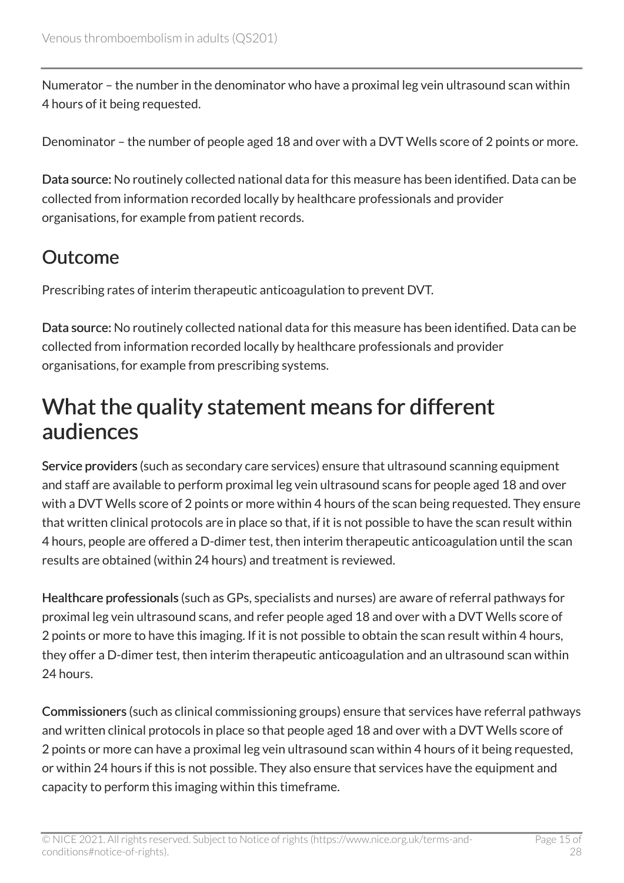Numerator – the number in the denominator who have a proximal leg vein ultrasound scan within 4 hours of it being requested.

Denominator – the number of people aged 18 and over with a DVT Wells score of 2 points or more.

**Data source:** No routinely collected national data for this measure has been identified. Data can be collected from information recorded locally by healthcare professionals and provider organisations, for example from patient records.

### Outcome

Prescribing rates of interim therapeutic anticoagulation to prevent DVT.

**Data source:** No routinely collected national data for this measure has been identified. Data can be collected from information recorded locally by healthcare professionals and provider organisations, for example from prescribing systems.

## What the quality statement means for different audiences

**Service providers** (such as secondary care services) ensure that ultrasound scanning equipment and staff are available to perform proximal leg vein ultrasound scans for people aged 18 and over with a DVT Wells score of 2 points or more within 4 hours of the scan being requested. They ensure that written clinical protocols are in place so that, if it is not possible to have the scan result within 4 hours, people are offered a D-dimer test, then interim therapeutic anticoagulation until the scan results are obtained (within 24 hours) and treatment is reviewed.

**Healthcare professionals** (such as GPs, specialists and nurses) are aware of referral pathways for proximal leg vein ultrasound scans, and refer people aged 18 and over with a DVT Wells score of 2 points or more to have this imaging. If it is not possible to obtain the scan result within 4 hours, they offer a D-dimer test, then interim therapeutic anticoagulation and an ultrasound scan within 24 hours.

**Commissioners** (such as clinical commissioning groups) ensure that services have referral pathways and written clinical protocols in place so that people aged 18 and over with a DVT Wells score of 2 points or more can have a proximal leg vein ultrasound scan within 4 hours of it being requested, or within 24 hours if this is not possible. They also ensure that services have the equipment and capacity to perform this imaging within this timeframe.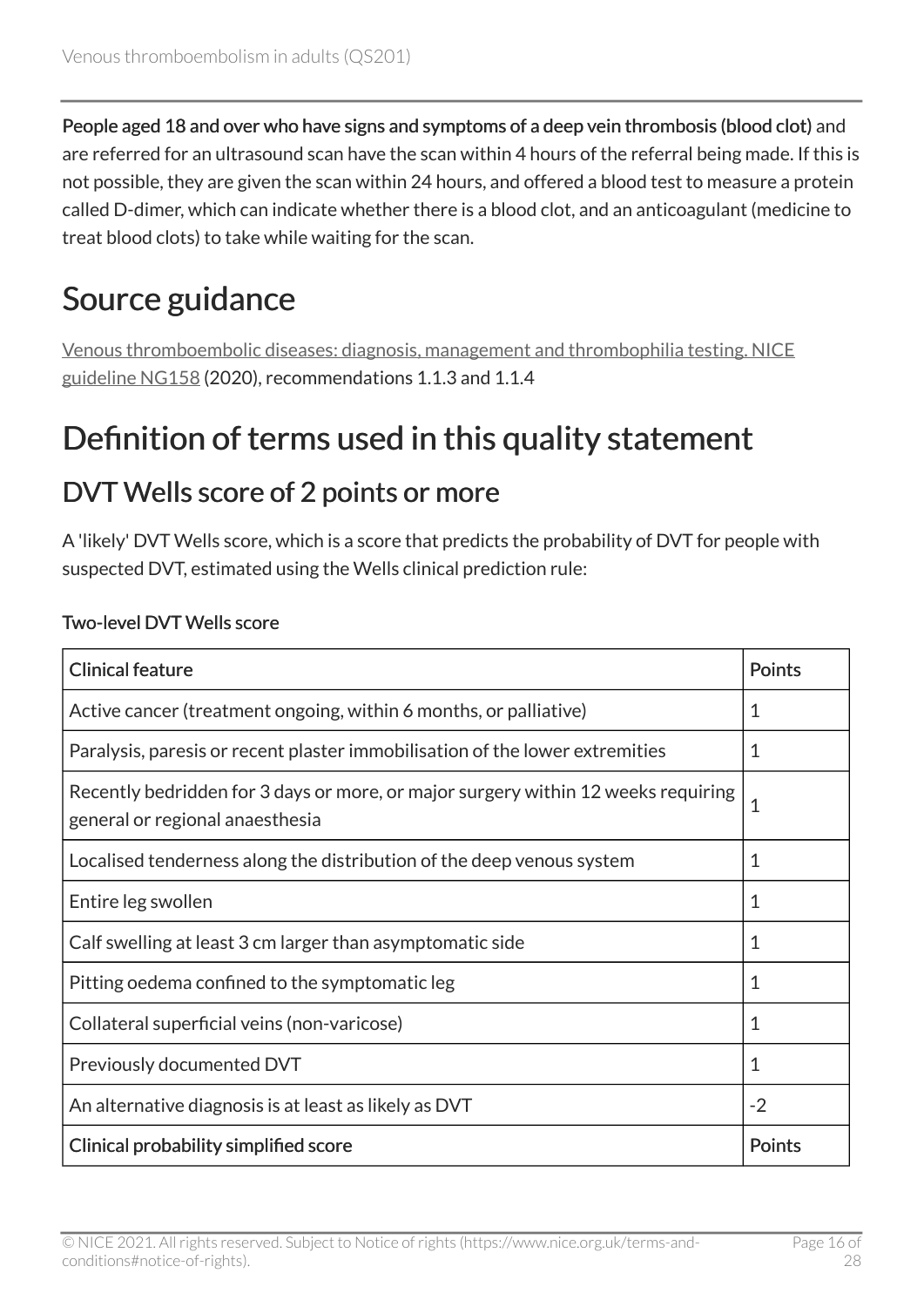**People aged 18 and over who have signs and symptoms of a deep vein thrombosis (blood clot)** and are referred for an ultrasound scan have the scan within 4 hours of the referral being made. If this is not possible, they are given the scan within 24 hours, and offered a blood test to measure a protein called D-dimer, which can indicate whether there is a blood clot, and an anticoagulant (medicine to treat blood clots) to take while waiting for the scan.

# Source guidance

Venous thromboembolic diseases: diagnosis, management and thrombophilia testing. NICE guideline NG158 (2020), recommendations 1.1.3 and 1.1.4

# Definition of terms used in this quality statement

## DVT Wells score of 2 points or more

A 'likely' DVT Wells score, which is a score that predicts the probability of DVT for people with suspected DVT, estimated using the Wells clinical prediction rule:

**Two-level DVT Wells score**

| Clinical feature | Points |
|---|---|
| Active cancer (treatment ongoing, within 6 months, or palliative) | 1 |
| Paralysis, paresis or recent plaster immobilisation of the lower extremities | 1 |
| Recently bedridden for 3 days or more, or major surgery within 12 weeks requiring general or regional anaesthesia | 1 |
| Localised tenderness along the distribution of the deep venous system | 1 |
| Entire leg swollen | 1 |
| Calf swelling at least 3 cm larger than asymptomatic side | 1 |
| Pitting oedema confined to the symptomatic leg | 1 |
| Collateral superficial veins (non-varicose) | 1 |
| Previously documented DVT | 1 |
| An alternative diagnosis is at least as likely as DVT | -2 |
| **Clinical probability simplified score** | **Points** |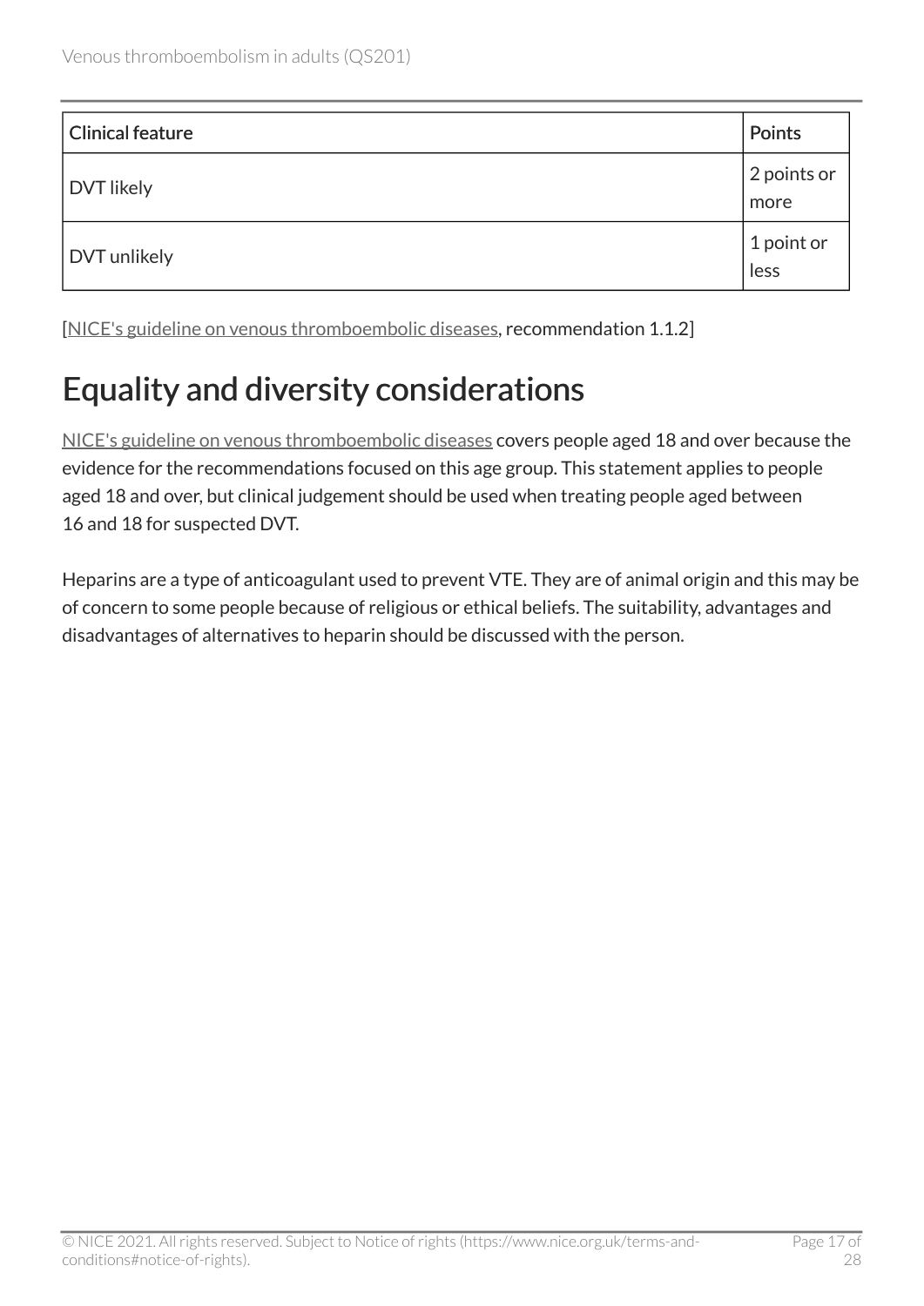| Clinical feature | Points |
|---|---|
| DVT likely | 2 points or more |
| DVT unlikely | 1 point or less |

[NICE's guideline on venous thromboembolic diseases, recommendation 1.1.2]

## Equality and diversity considerations

NICE's guideline on venous thromboembolic diseases covers people aged 18 and over because the evidence for the recommendations focused on this age group. This statement applies to people aged 18 and over, but clinical judgement should be used when treating people aged between 16 and 18 for suspected DVT.

Heparins are a type of anticoagulant used to prevent VTE. They are of animal origin and this may be of concern to some people because of religious or ethical beliefs. The suitability, advantages and disadvantages of alternatives to heparin should be discussed with the person.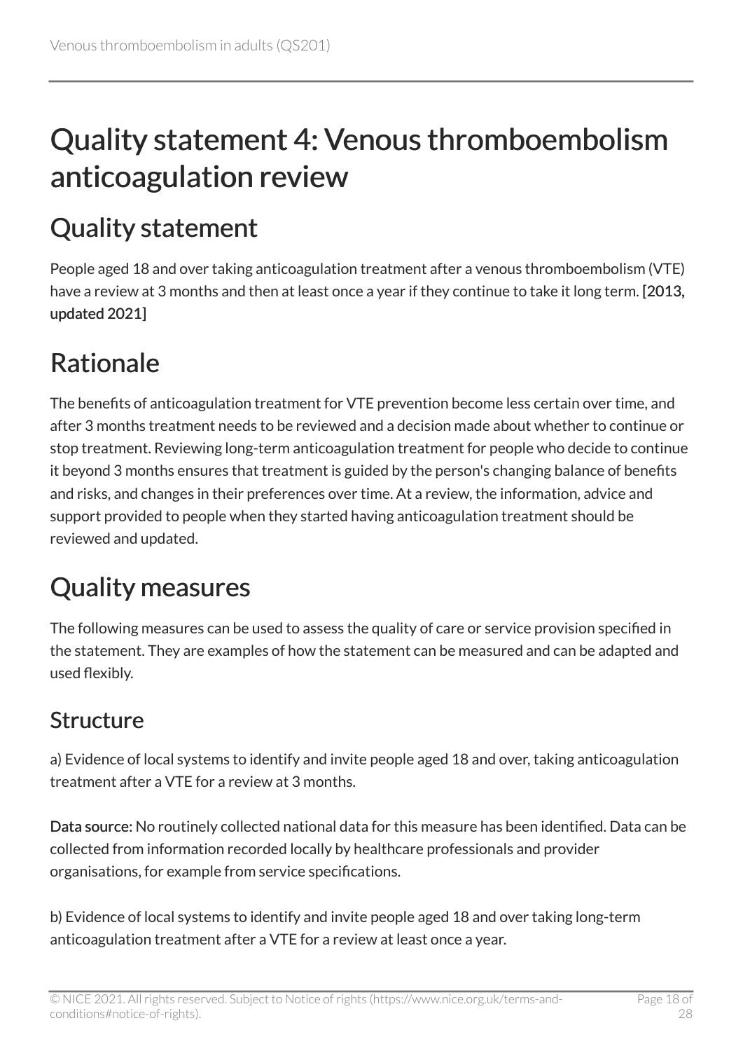# Quality statement 4: Venous thromboembolism anticoagulation review

## Quality statement

People aged 18 and over taking anticoagulation treatment after a venous thromboembolism (VTE) have a review at 3 months and then at least once a year if they continue to take it long term. [2013, updated 2021]

## Rationale

The benefits of anticoagulation treatment for VTE prevention become less certain over time, and after 3 months treatment needs to be reviewed and a decision made about whether to continue or stop treatment. Reviewing long-term anticoagulation treatment for people who decide to continue it beyond 3 months ensures that treatment is guided by the person's changing balance of benefits and risks, and changes in their preferences over time. At a review, the information, advice and support provided to people when they started having anticoagulation treatment should be reviewed and updated.

## Quality measures

The following measures can be used to assess the quality of care or service provision specified in the statement. They are examples of how the statement can be measured and can be adapted and used flexibly.

### Structure

a) Evidence of local systems to identify and invite people aged 18 and over, taking anticoagulation treatment after a VTE for a review at 3 months.

**Data source:** No routinely collected national data for this measure has been identified. Data can be collected from information recorded locally by healthcare professionals and provider organisations, for example from service specifications.

b) Evidence of local systems to identify and invite people aged 18 and over taking long-term anticoagulation treatment after a VTE for a review at least once a year.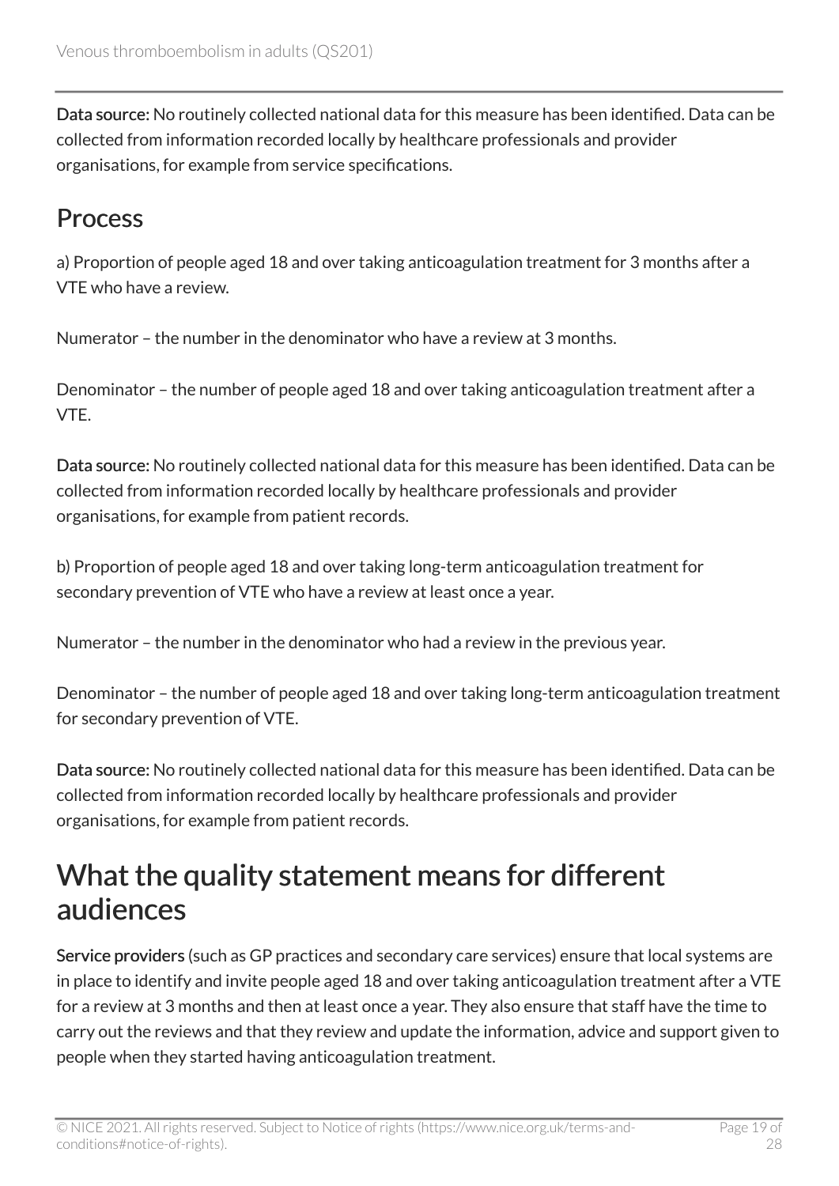**Data source:** No routinely collected national data for this measure has been identified. Data can be collected from information recorded locally by healthcare professionals and provider organisations, for example from service specifications.

## Process

a) Proportion of people aged 18 and over taking anticoagulation treatment for 3 months after a VTE who have a review.

Numerator – the number in the denominator who have a review at 3 months.

Denominator – the number of people aged 18 and over taking anticoagulation treatment after a VTE.

**Data source:** No routinely collected national data for this measure has been identified. Data can be collected from information recorded locally by healthcare professionals and provider organisations, for example from patient records.

b) Proportion of people aged 18 and over taking long-term anticoagulation treatment for secondary prevention of VTE who have a review at least once a year.

Numerator – the number in the denominator who had a review in the previous year.

Denominator – the number of people aged 18 and over taking long-term anticoagulation treatment for secondary prevention of VTE.

**Data source:** No routinely collected national data for this measure has been identified. Data can be collected from information recorded locally by healthcare professionals and provider organisations, for example from patient records.

# What the quality statement means for different audiences

**Service providers** (such as GP practices and secondary care services) ensure that local systems are in place to identify and invite people aged 18 and over taking anticoagulation treatment after a VTE for a review at 3 months and then at least once a year. They also ensure that staff have the time to carry out the reviews and that they review and update the information, advice and support given to people when they started having anticoagulation treatment.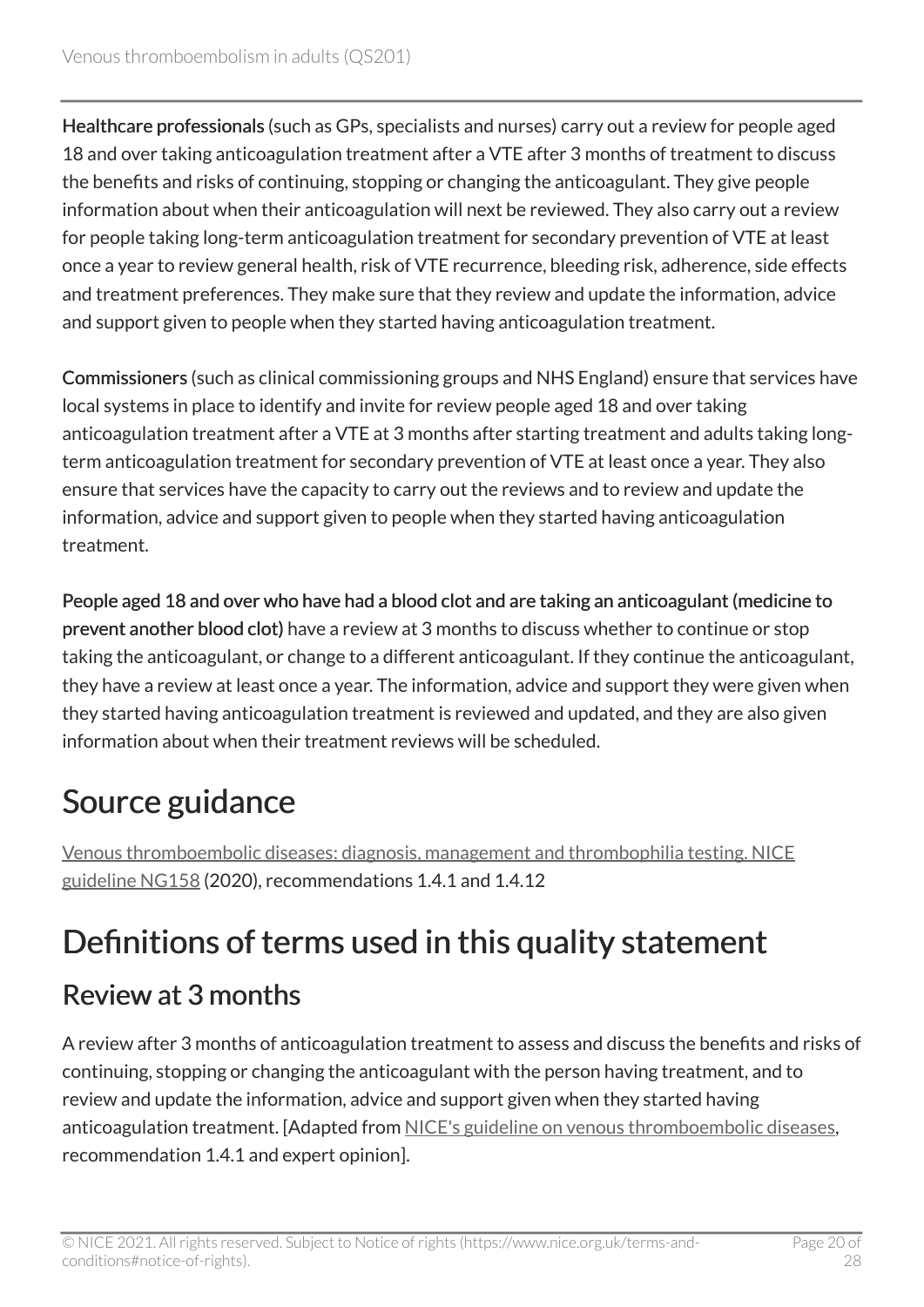**Healthcare professionals** (such as GPs, specialists and nurses) carry out a review for people aged 18 and over taking anticoagulation treatment after a VTE after 3 months of treatment to discuss the benefits and risks of continuing, stopping or changing the anticoagulant. They give people information about when their anticoagulation will next be reviewed. They also carry out a review for people taking long-term anticoagulation treatment for secondary prevention of VTE at least once a year to review general health, risk of VTE recurrence, bleeding risk, adherence, side effects and treatment preferences. They make sure that they review and update the information, advice and support given to people when they started having anticoagulation treatment.

**Commissioners** (such as clinical commissioning groups and NHS England) ensure that services have local systems in place to identify and invite for review people aged 18 and over taking anticoagulation treatment after a VTE at 3 months after starting treatment and adults taking long-term anticoagulation treatment for secondary prevention of VTE at least once a year. They also ensure that services have the capacity to carry out the reviews and to review and update the information, advice and support given to people when they started having anticoagulation treatment.

**People aged 18 and over who have had a blood clot and are taking an anticoagulant (medicine to prevent another blood clot)** have a review at 3 months to discuss whether to continue or stop taking the anticoagulant, or change to a different anticoagulant. If they continue the anticoagulant, they have a review at least once a year. The information, advice and support they were given when they started having anticoagulation treatment is reviewed and updated, and they are also given information about when their treatment reviews will be scheduled.

## Source guidance

Venous thromboembolic diseases: diagnosis, management and thrombophilia testing. NICE guideline NG158 (2020), recommendations 1.4.1 and 1.4.12

## Definitions of terms used in this quality statement

### Review at 3 months

A review after 3 months of anticoagulation treatment to assess and discuss the benefits and risks of continuing, stopping or changing the anticoagulant with the person having treatment, and to review and update the information, advice and support given when they started having anticoagulation treatment. [Adapted from NICE's guideline on venous thromboembolic diseases, recommendation 1.4.1 and expert opinion].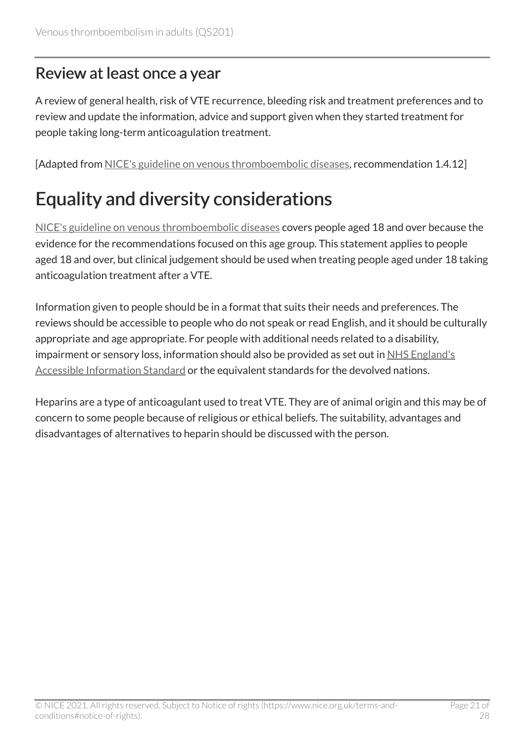### Review at least once a year

A review of general health, risk of VTE recurrence, bleeding risk and treatment preferences and to review and update the information, advice and support given when they started treatment for people taking long-term anticoagulation treatment.

[Adapted from NICE's guideline on venous thromboembolic diseases, recommendation 1.4.12]

## Equality and diversity considerations

NICE's guideline on venous thromboembolic diseases covers people aged 18 and over because the evidence for the recommendations focused on this age group. This statement applies to people aged 18 and over, but clinical judgement should be used when treating people aged under 18 taking anticoagulation treatment after a VTE.

Information given to people should be in a format that suits their needs and preferences. The reviews should be accessible to people who do not speak or read English, and it should be culturally appropriate and age appropriate. For people with additional needs related to a disability, impairment or sensory loss, information should also be provided as set out in NHS England's Accessible Information Standard or the equivalent standards for the devolved nations.

Heparins are a type of anticoagulant used to treat VTE. They are of animal origin and this may be of concern to some people because of religious or ethical beliefs. The suitability, advantages and disadvantages of alternatives to heparin should be discussed with the person.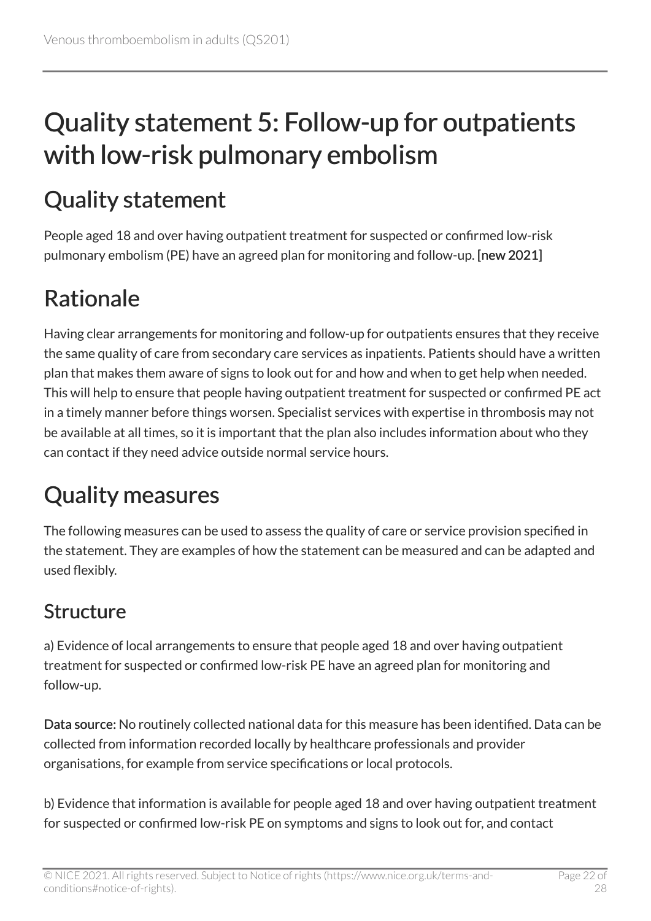# Quality statement 5: Follow-up for outpatients with low-risk pulmonary embolism

## Quality statement

People aged 18 and over having outpatient treatment for suspected or confirmed low-risk pulmonary embolism (PE) have an agreed plan for monitoring and follow-up. **[new 2021]**

## Rationale

Having clear arrangements for monitoring and follow-up for outpatients ensures that they receive the same quality of care from secondary care services as inpatients. Patients should have a written plan that makes them aware of signs to look out for and how and when to get help when needed. This will help to ensure that people having outpatient treatment for suspected or confirmed PE act in a timely manner before things worsen. Specialist services with expertise in thrombosis may not be available at all times, so it is important that the plan also includes information about who they can contact if they need advice outside normal service hours.

## Quality measures

The following measures can be used to assess the quality of care or service provision specified in the statement. They are examples of how the statement can be measured and can be adapted and used flexibly.

### Structure

a) Evidence of local arrangements to ensure that people aged 18 and over having outpatient treatment for suspected or confirmed low-risk PE have an agreed plan for monitoring and follow-up.

**Data source:** No routinely collected national data for this measure has been identified. Data can be collected from information recorded locally by healthcare professionals and provider organisations, for example from service specifications or local protocols.

b) Evidence that information is available for people aged 18 and over having outpatient treatment for suspected or confirmed low-risk PE on symptoms and signs to look out for, and contact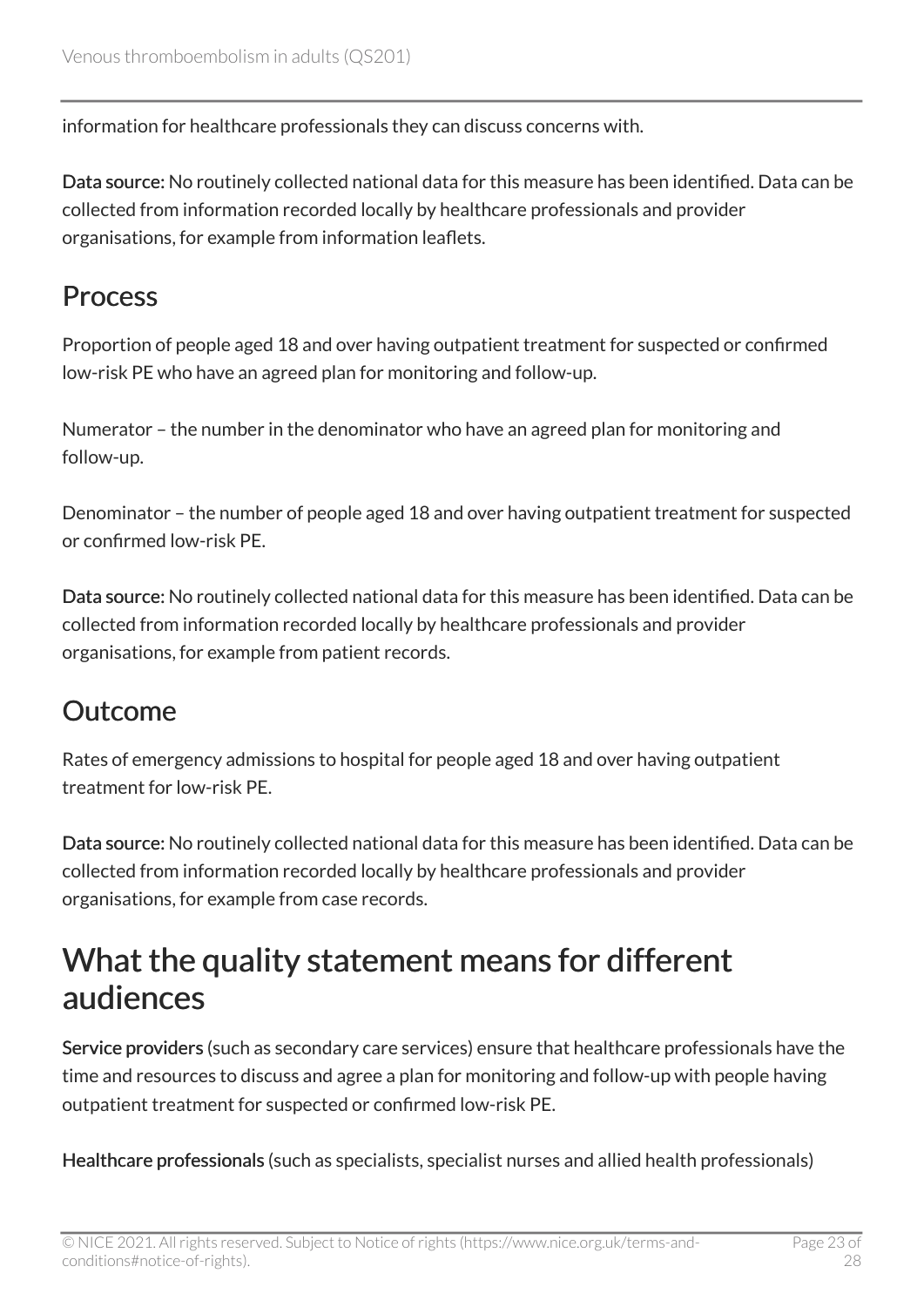information for healthcare professionals they can discuss concerns with.

**Data source:** No routinely collected national data for this measure has been identified. Data can be collected from information recorded locally by healthcare professionals and provider organisations, for example from information leaflets.

## Process

Proportion of people aged 18 and over having outpatient treatment for suspected or confirmed low-risk PE who have an agreed plan for monitoring and follow-up.

Numerator – the number in the denominator who have an agreed plan for monitoring and follow-up.

Denominator – the number of people aged 18 and over having outpatient treatment for suspected or confirmed low-risk PE.

**Data source:** No routinely collected national data for this measure has been identified. Data can be collected from information recorded locally by healthcare professionals and provider organisations, for example from patient records.

## Outcome

Rates of emergency admissions to hospital for people aged 18 and over having outpatient treatment for low-risk PE.

**Data source:** No routinely collected national data for this measure has been identified. Data can be collected from information recorded locally by healthcare professionals and provider organisations, for example from case records.

# What the quality statement means for different audiences

**Service providers** (such as secondary care services) ensure that healthcare professionals have the time and resources to discuss and agree a plan for monitoring and follow-up with people having outpatient treatment for suspected or confirmed low-risk PE.

**Healthcare professionals** (such as specialists, specialist nurses and allied health professionals)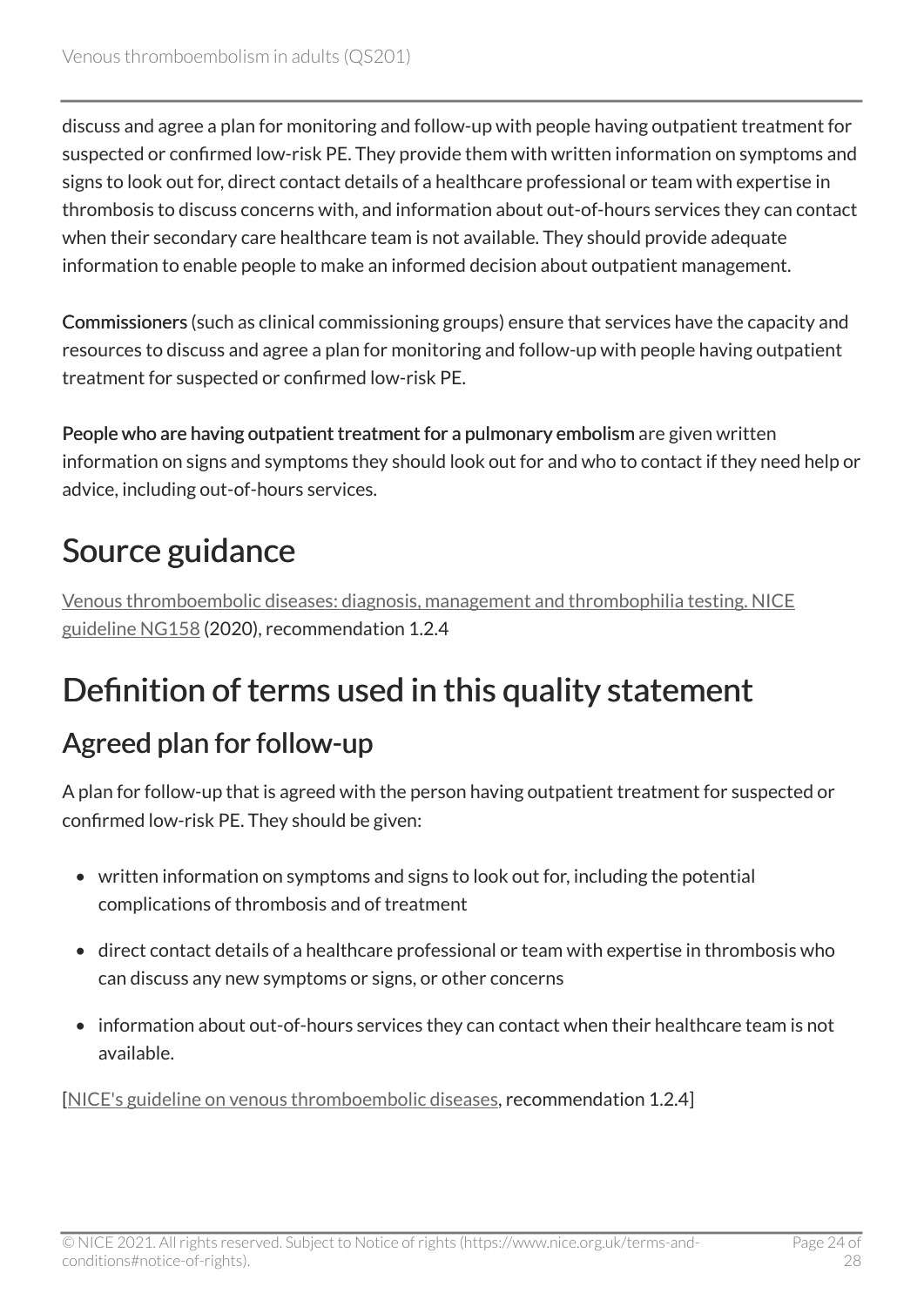discuss and agree a plan for monitoring and follow-up with people having outpatient treatment for suspected or confirmed low-risk PE. They provide them with written information on symptoms and signs to look out for, direct contact details of a healthcare professional or team with expertise in thrombosis to discuss concerns with, and information about out-of-hours services they can contact when their secondary care healthcare team is not available. They should provide adequate information to enable people to make an informed decision about outpatient management.

**Commissioners** (such as clinical commissioning groups) ensure that services have the capacity and resources to discuss and agree a plan for monitoring and follow-up with people having outpatient treatment for suspected or confirmed low-risk PE.

**People who are having outpatient treatment for a pulmonary embolism** are given written information on signs and symptoms they should look out for and who to contact if they need help or advice, including out-of-hours services.

# Source guidance

Venous thromboembolic diseases: diagnosis, management and thrombophilia testing. NICE guideline NG158 (2020), recommendation 1.2.4

# Definition of terms used in this quality statement

## Agreed plan for follow-up

A plan for follow-up that is agreed with the person having outpatient treatment for suspected or confirmed low-risk PE. They should be given:

- written information on symptoms and signs to look out for, including the potential complications of thrombosis and of treatment
- direct contact details of a healthcare professional or team with expertise in thrombosis who can discuss any new symptoms or signs, or other concerns
- information about out-of-hours services they can contact when their healthcare team is not available.

[NICE's guideline on venous thromboembolic diseases, recommendation 1.2.4]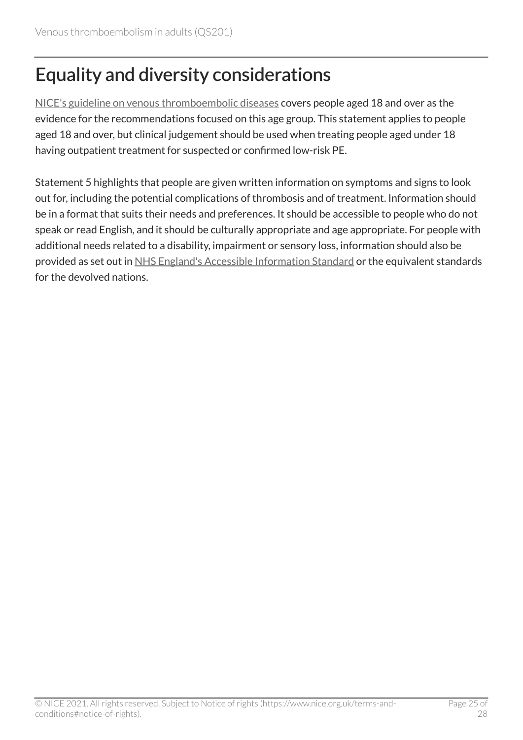# Equality and diversity considerations

NICE's guideline on venous thromboembolic diseases covers people aged 18 and over as the evidence for the recommendations focused on this age group. This statement applies to people aged 18 and over, but clinical judgement should be used when treating people aged under 18 having outpatient treatment for suspected or confirmed low-risk PE.

Statement 5 highlights that people are given written information on symptoms and signs to look out for, including the potential complications of thrombosis and of treatment. Information should be in a format that suits their needs and preferences. It should be accessible to people who do not speak or read English, and it should be culturally appropriate and age appropriate. For people with additional needs related to a disability, impairment or sensory loss, information should also be provided as set out in NHS England's Accessible Information Standard or the equivalent standards for the devolved nations.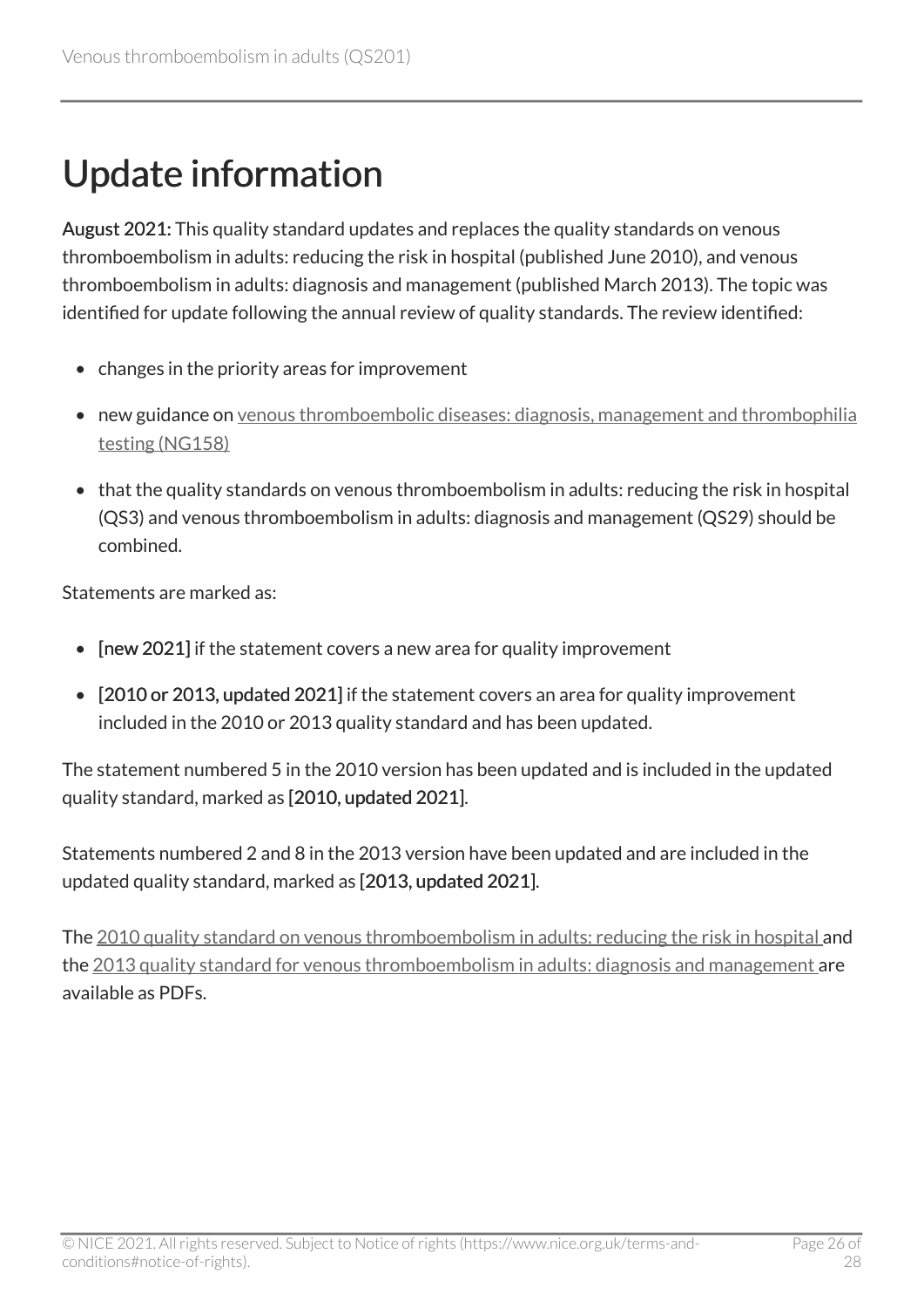# Update information

**August 2021:** This quality standard updates and replaces the quality standards on venous thromboembolism in adults: reducing the risk in hospital (published June 2010), and venous thromboembolism in adults: diagnosis and management (published March 2013). The topic was identified for update following the annual review of quality standards. The review identified:

- changes in the priority areas for improvement
- new guidance on venous thromboembolic diseases: diagnosis, management and thrombophilia testing (NG158)
- that the quality standards on venous thromboembolism in adults: reducing the risk in hospital (QS3) and venous thromboembolism in adults: diagnosis and management (QS29) should be combined.

Statements are marked as:

- **[new 2021]** if the statement covers a new area for quality improvement
- **[2010 or 2013, updated 2021]** if the statement covers an area for quality improvement included in the 2010 or 2013 quality standard and has been updated.

The statement numbered 5 in the 2010 version has been updated and is included in the updated quality standard, marked as **[2010, updated 2021]**.

Statements numbered 2 and 8 in the 2013 version have been updated and are included in the updated quality standard, marked as **[2013, updated 2021]**.

The 2010 quality standard on venous thromboembolism in adults: reducing the risk in hospital and the 2013 quality standard for venous thromboembolism in adults: diagnosis and management are available as PDFs.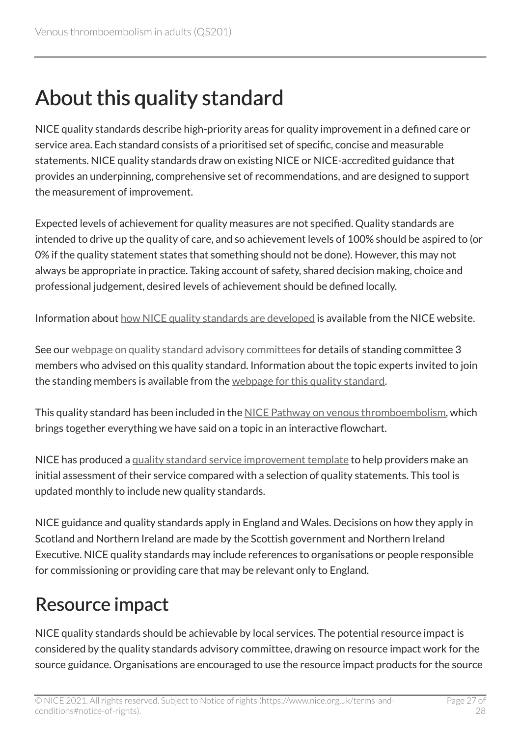# About this quality standard

NICE quality standards describe high-priority areas for quality improvement in a defined care or service area. Each standard consists of a prioritised set of specific, concise and measurable statements. NICE quality standards draw on existing NICE or NICE-accredited guidance that provides an underpinning, comprehensive set of recommendations, and are designed to support the measurement of improvement.

Expected levels of achievement for quality measures are not specified. Quality standards are intended to drive up the quality of care, and so achievement levels of 100% should be aspired to (or 0% if the quality statement states that something should not be done). However, this may not always be appropriate in practice. Taking account of safety, shared decision making, choice and professional judgement, desired levels of achievement should be defined locally.

Information about how NICE quality standards are developed is available from the NICE website.

See our webpage on quality standard advisory committees for details of standing committee 3 members who advised on this quality standard. Information about the topic experts invited to join the standing members is available from the webpage for this quality standard.

This quality standard has been included in the NICE Pathway on venous thromboembolism, which brings together everything we have said on a topic in an interactive flowchart.

NICE has produced a quality standard service improvement template to help providers make an initial assessment of their service compared with a selection of quality statements. This tool is updated monthly to include new quality standards.

NICE guidance and quality standards apply in England and Wales. Decisions on how they apply in Scotland and Northern Ireland are made by the Scottish government and Northern Ireland Executive. NICE quality standards may include references to organisations or people responsible for commissioning or providing care that may be relevant only to England.

## Resource impact

NICE quality standards should be achievable by local services. The potential resource impact is considered by the quality standards advisory committee, drawing on resource impact work for the source guidance. Organisations are encouraged to use the resource impact products for the source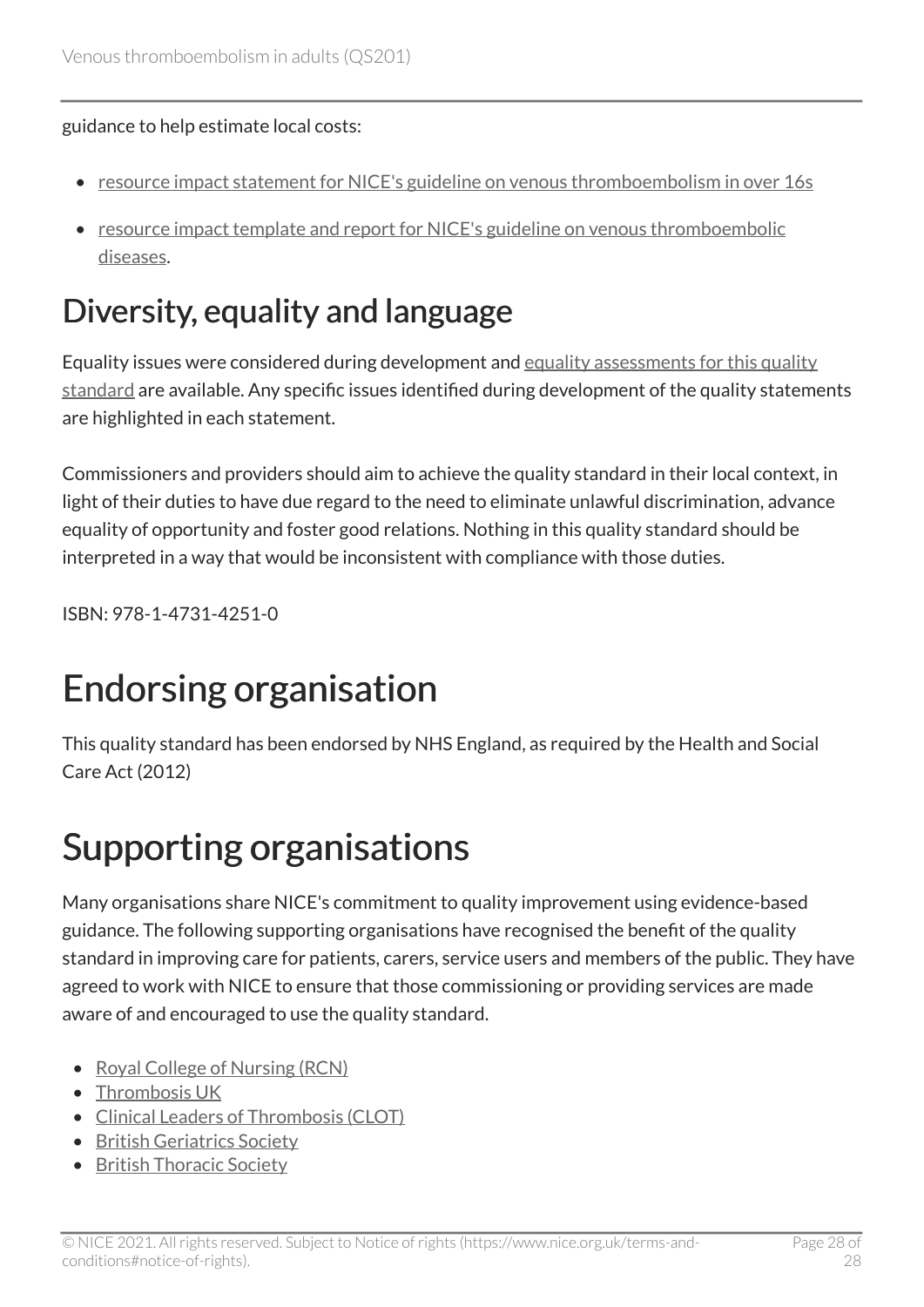guidance to help estimate local costs:

- resource impact statement for NICE's guideline on venous thromboembolism in over 16s
- resource impact template and report for NICE's guideline on venous thromboembolic diseases.

## Diversity, equality and language

Equality issues were considered during development and equality assessments for this quality standard are available. Any specific issues identified during development of the quality statements are highlighted in each statement.

Commissioners and providers should aim to achieve the quality standard in their local context, in light of their duties to have due regard to the need to eliminate unlawful discrimination, advance equality of opportunity and foster good relations. Nothing in this quality standard should be interpreted in a way that would be inconsistent with compliance with those duties.

ISBN: 978-1-4731-4251-0

# Endorsing organisation

This quality standard has been endorsed by NHS England, as required by the Health and Social Care Act (2012)

# Supporting organisations

Many organisations share NICE's commitment to quality improvement using evidence-based guidance. The following supporting organisations have recognised the benefit of the quality standard in improving care for patients, carers, service users and members of the public. They have agreed to work with NICE to ensure that those commissioning or providing services are made aware of and encouraged to use the quality standard.

- Royal College of Nursing (RCN)
- Thrombosis UK
- Clinical Leaders of Thrombosis (CLOT)
- British Geriatrics Society
- British Thoracic Society